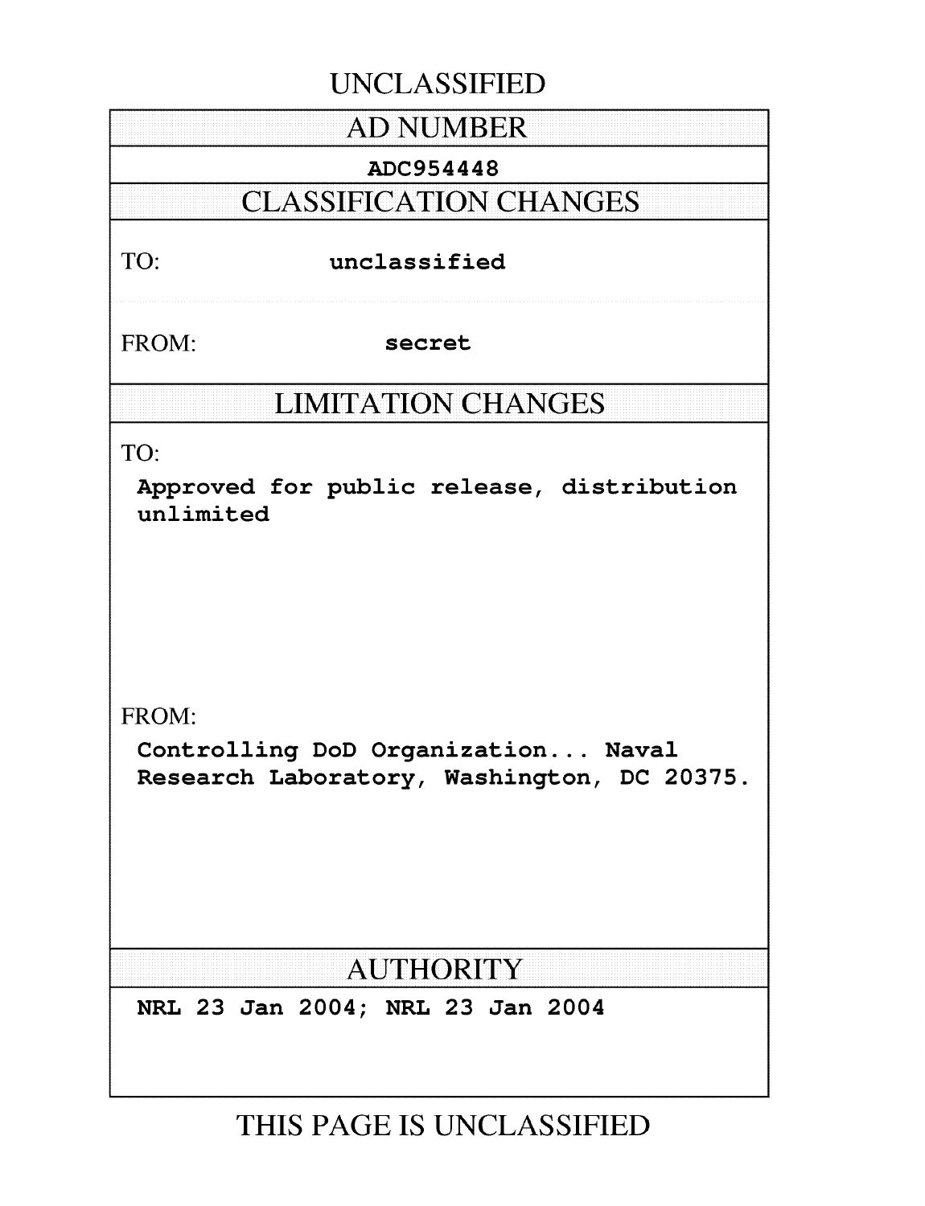UNCLASSIFIED

## AD NUMBER

**ADC954448**

## CLASSIFICATION CHANGES

TO: **unclassified**

FROM: **secret**

## LIMITATION CHANGES

TO:

**Approved for public release, distribution unlimited**

FROM:

**Controlling DoD Organization... Naval Research Laboratory, Washington, DC 20375.**

## AUTHORITY

**NRL 23 Jan 2004; NRL 23 Jan 2004**

THIS PAGE IS UNCLASSIFIED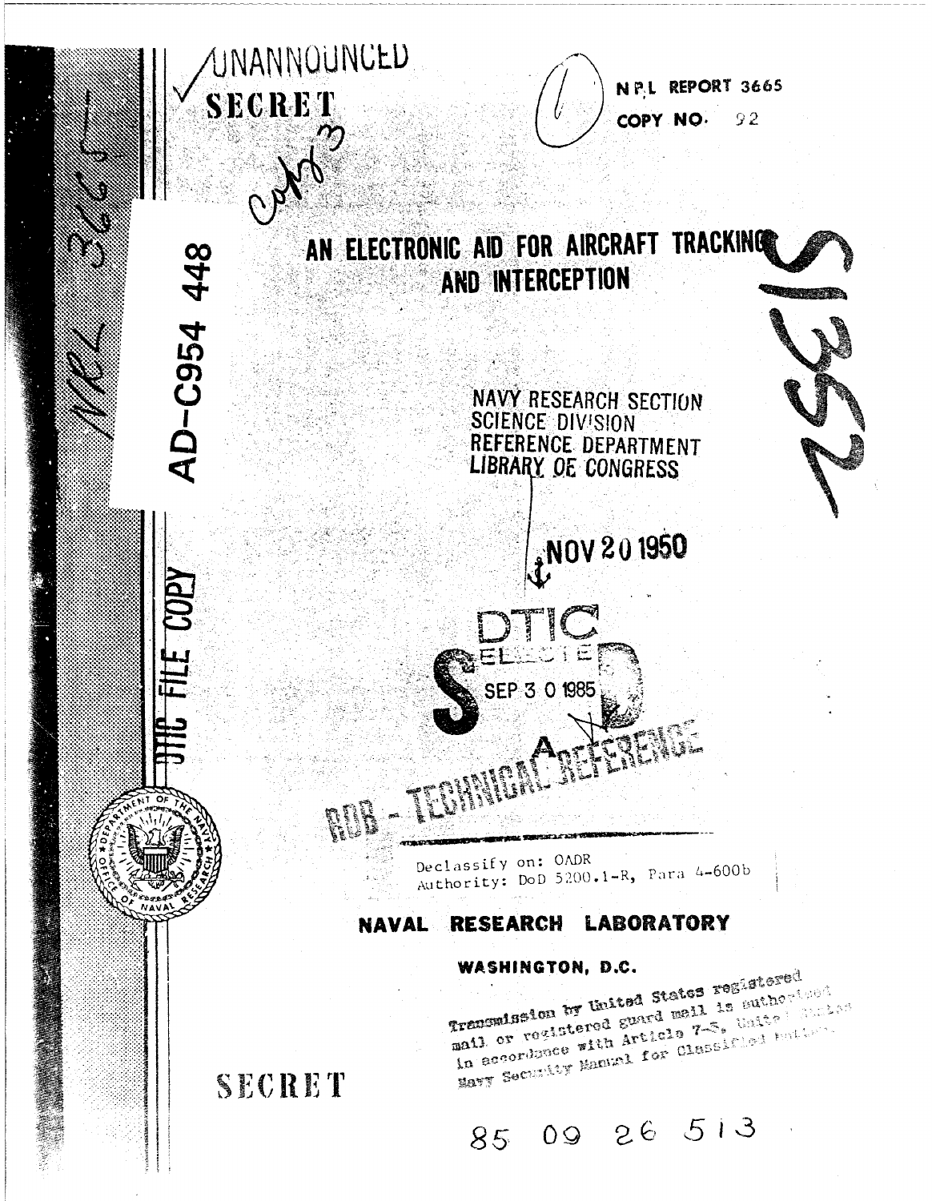UNANNOUNCED

SECRET

NRL REPORT 3665

COPY NO. 92

AD-C954 448

DTIC FILE COPY

# AN ELECTRONIC AID FOR AIRCRAFT TRACKING AND INTERCEPTION

NAVY RESEARCH SECTION
SCIENCE DIVISION
REFERENCE DEPARTMENT
LIBRARY OF CONGRESS

NOV 20 1950

DTIC
ELECTE
SEP 3 0 1985

A

RDB - TECHNICAL REFERENCE

Declassify on: OADR
Authority: DoD 5200.1-R, Para 4-600b

## NAVAL RESEARCH LABORATORY

### WASHINGTON, D.C.

Transmission by United States registered mail or registered guard mail is authorized in accordance with Article 7-5, United States Navy Security Manual for Classified Matter.

SECRET

85 09 26 513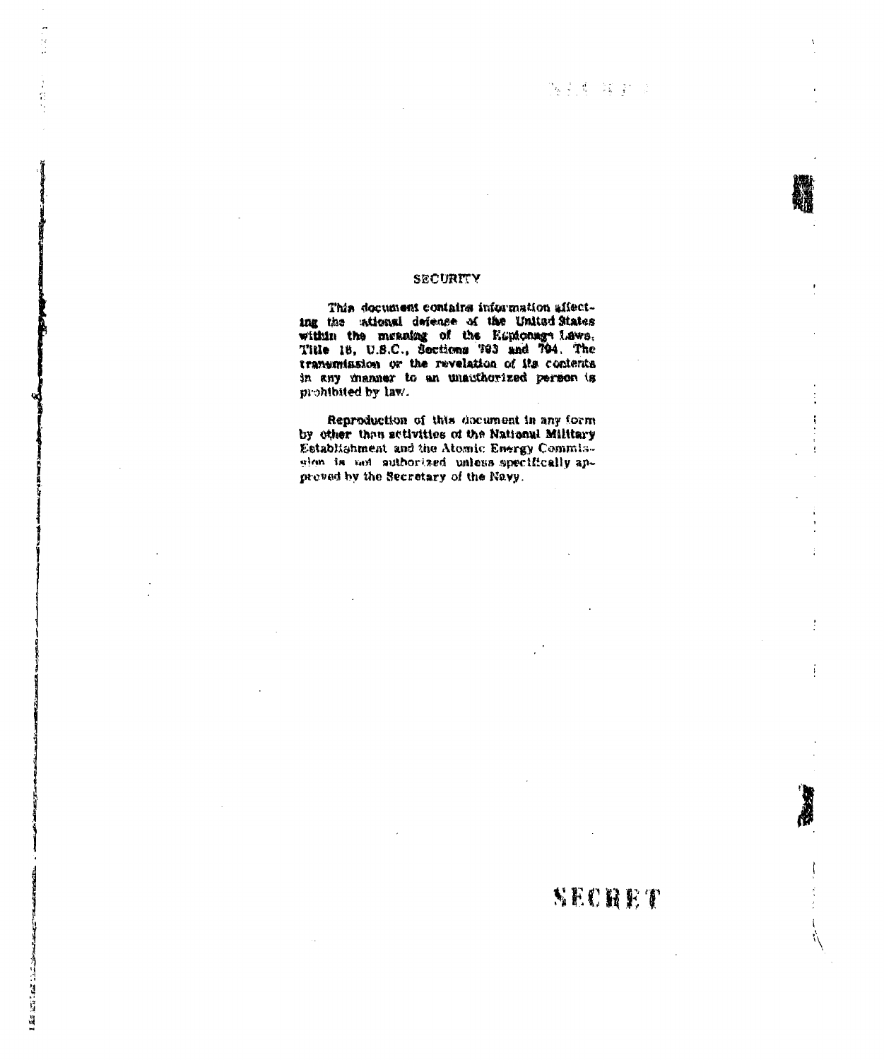## SECURITY

This document contains information affecting the national defense of the United States within the meaning of the Espionage Laws, Title 18, U.S.C., Sections 793 and 794. The transmission or the revelation of its contents in any manner to an unauthorized person is prohibited by law.

Reproduction of this document in any form by other than activities of the National Military Establishment and the Atomic Energy Commission is not authorized unless specifically approved by the Secretary of the Navy.

SECRET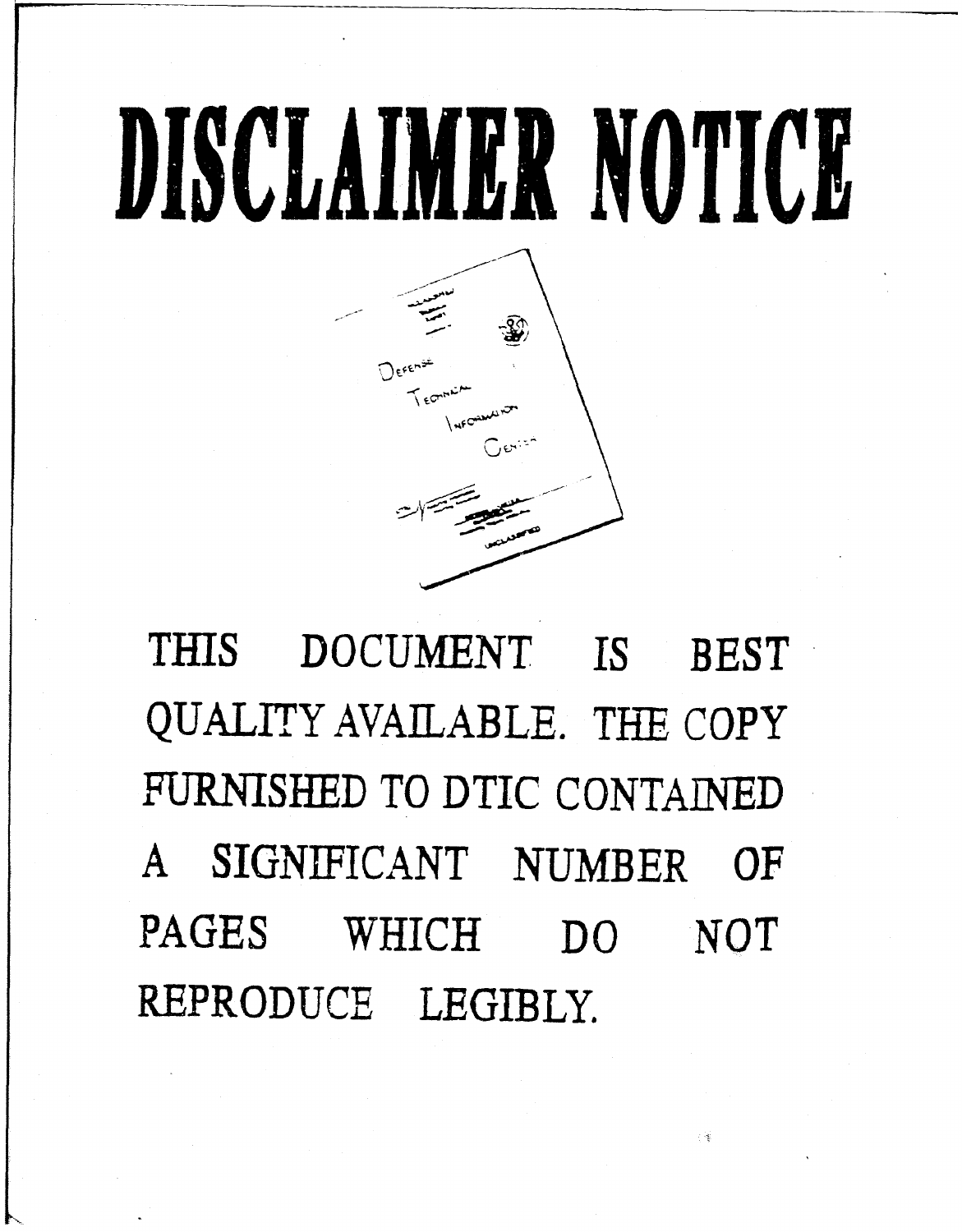# DISCLAIMER NOTICE

THIS DOCUMENT IS BEST QUALITY AVAILABLE. THE COPY FURNISHED TO DTIC CONTAINED A SIGNIFICANT NUMBER OF PAGES WHICH DO NOT REPRODUCE LEGIBLY.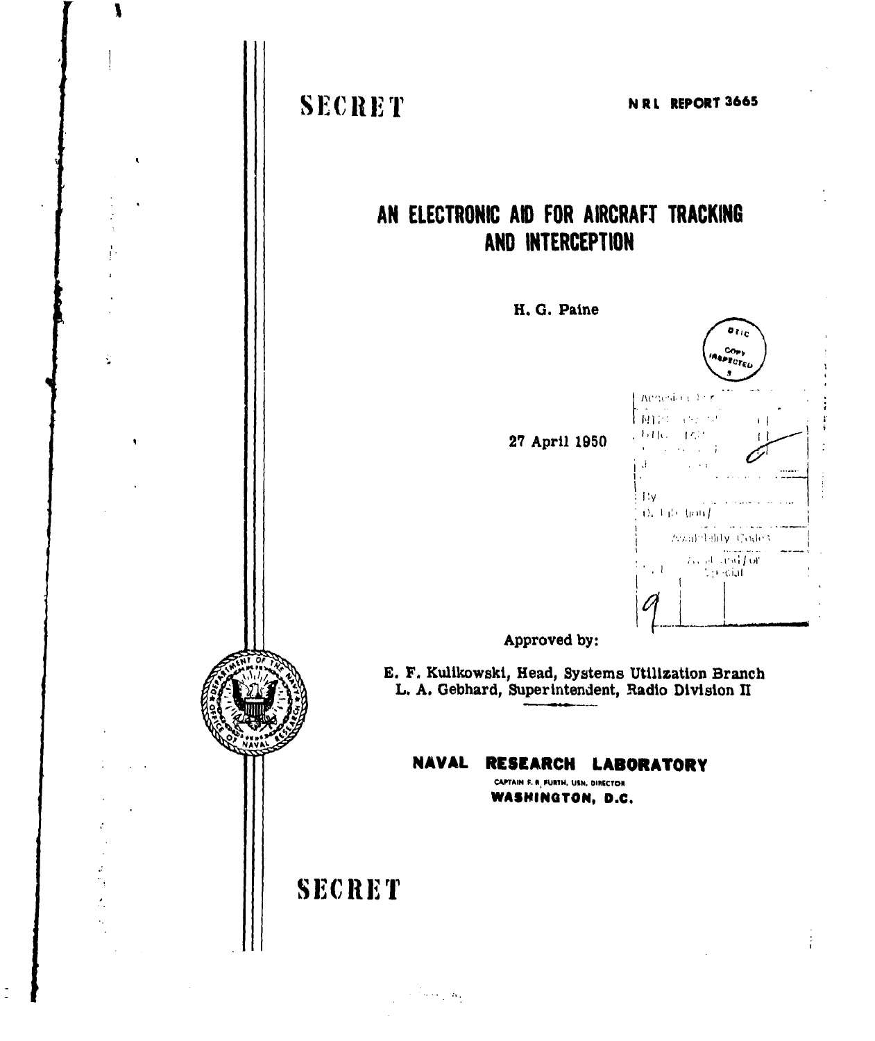SECRET

NRL REPORT 3665

# AN ELECTRONIC AID FOR AIRCRAFT TRACKING AND INTERCEPTION

H. G. Paine

27 April 1950

Approved by:

E. F. Kulikowski, Head, Systems Utilization Branch
L. A. Gebhard, Superintendent, Radio Division II

**NAVAL RESEARCH LABORATORY**
CAPTAIN F. R. FURTH, USN, DIRECTOR
**WASHINGTON, D.C.**

SECRET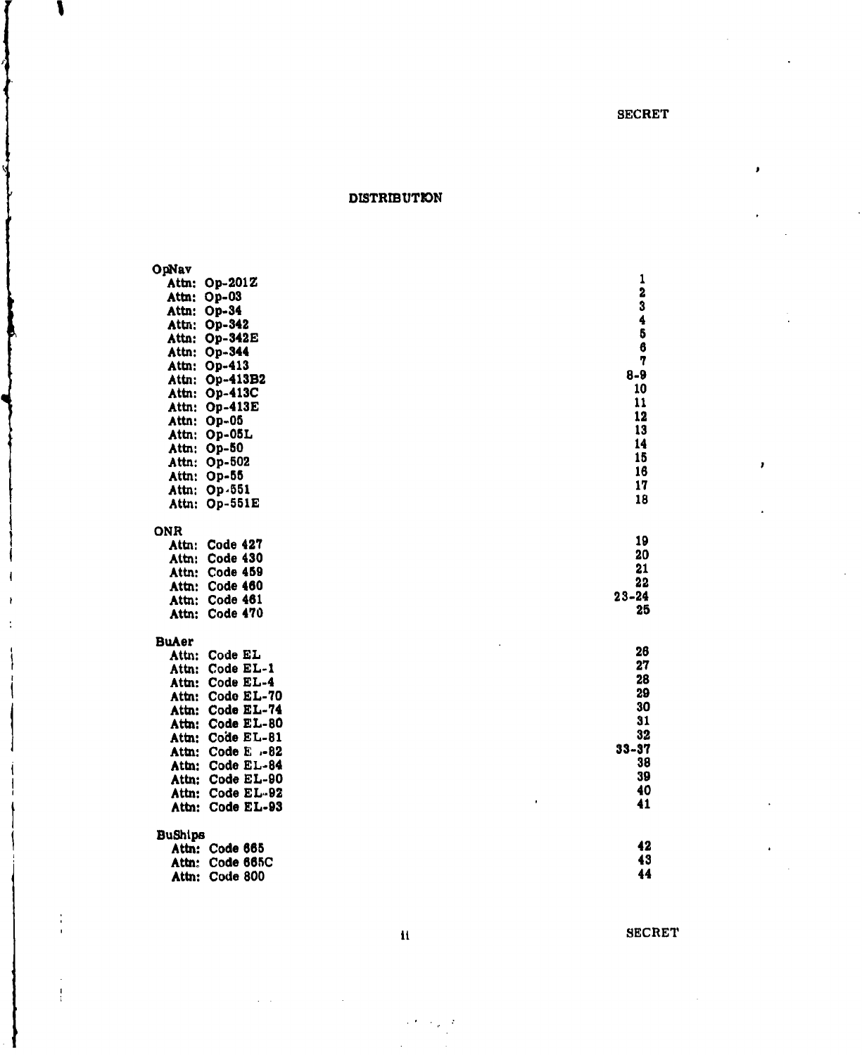SECRET

# DISTRIBUTION

| | |
|---|---|
| **OpNav** | |
| Attn: Op-201Z | 1 |
| Attn: Op-03 | 2 |
| Attn: Op-34 | 3 |
| Attn: Op-342 | 4 |
| Attn: Op-342E | 5 |
| Attn: Op-344 | 6 |
| Attn: Op-413 | 7 |
| Attn: Op-413B2 | 8-9 |
| Attn: Op-413C | 10 |
| Attn: Op-413E | 11 |
| Attn: Op-05 | 12 |
| Attn: Op-05L | 13 |
| Attn: Op-50 | 14 |
| Attn: Op-502 | 15 |
| Attn: Op-55 | 16 |
| Attn: Op-551 | 17 |
| Attn: Op-551E | 18 |
| **ONR** | |
| Attn: Code 427 | 19 |
| Attn: Code 430 | 20 |
| Attn: Code 459 | 21 |
| Attn: Code 460 | 22 |
| Attn: Code 461 | 23-24 |
| Attn: Code 470 | 25 |
| **BuAer** | |
| Attn: Code EL | 26 |
| Attn: Code EL-1 | 27 |
| Attn: Code EL-4 | 28 |
| Attn: Code EL-70 | 29 |
| Attn: Code EL-74 | 30 |
| Attn: Code EL-80 | 31 |
| Attn: Code EL-81 | 32 |
| Attn: Code EL-82 | 33-37 |
| Attn: Code EL-84 | 38 |
| Attn: Code EL-90 | 39 |
| Attn: Code EL-92 | 40 |
| Attn: Code EL-93 | 41 |
| **BuShips** | |
| Attn: Code 665 | 42 |
| Attn: Code 665C | 43 |
| Attn: Code 800 | 44 |

SECRET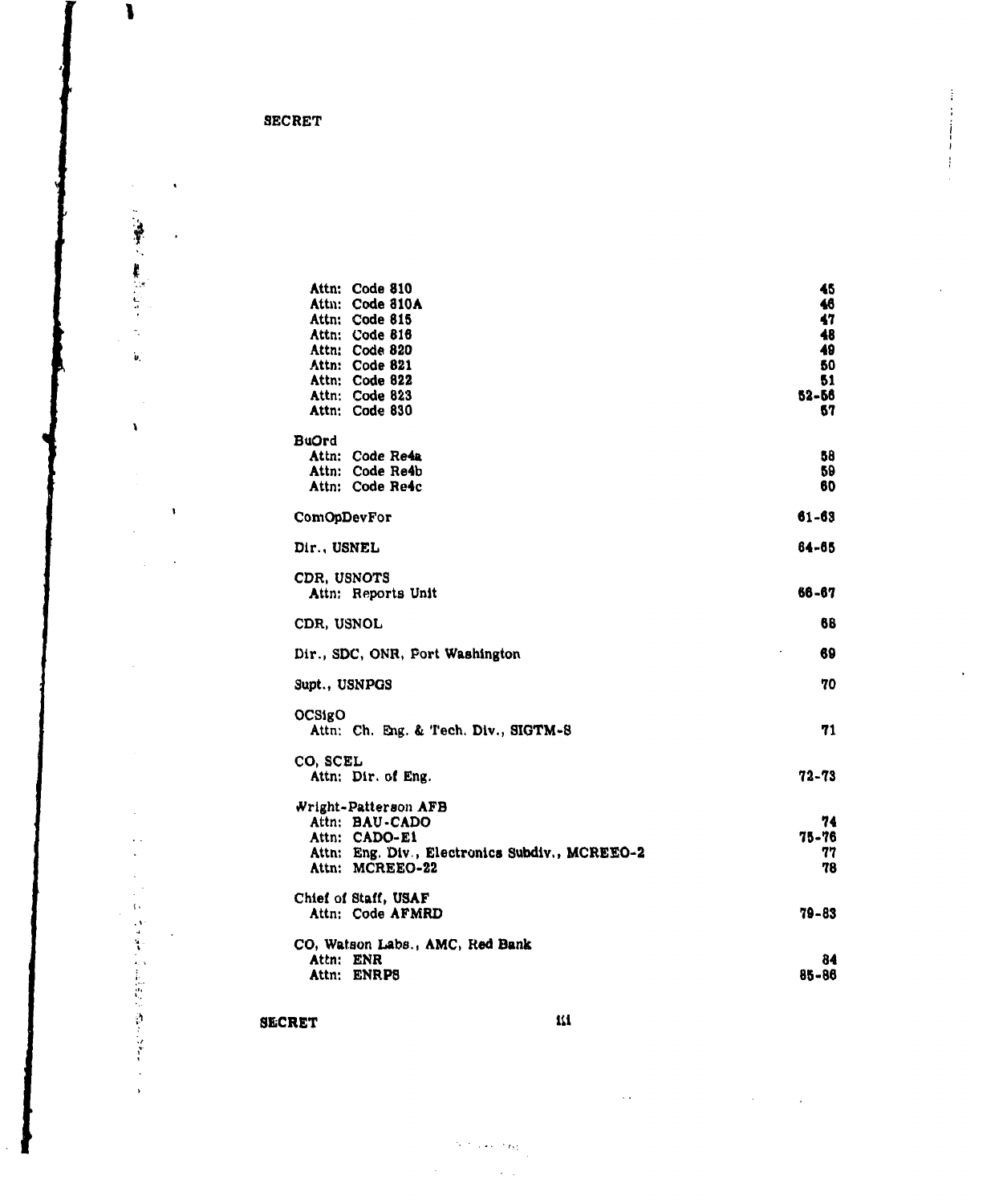| | |
|---|---|
| Attn: Code 810 | 45 |
| Attn: Code 810A | 46 |
| Attn: Code 815 | 47 |
| Attn: Code 816 | 48 |
| Attn: Code 820 | 49 |
| Attn: Code 821 | 50 |
| Attn: Code 822 | 51 |
| Attn: Code 823 | 52-56 |
| Attn: Code 830 | 57 |
| BuOrd | |
| Attn: Code Re4a | 58 |
| Attn: Code Re4b | 59 |
| Attn: Code Re4c | 60 |
| ComOpDevFor | 61-63 |
| Dir., USNEL | 64-65 |
| CDR, USNOTS | |
| Attn: Reports Unit | 66-67 |
| CDR, USNOL | 68 |
| Dir., SDC, ONR, Port Washington | 69 |
| Supt., USNPGS | 70 |
| OCSigO | |
| Attn: Ch. Eng. & Tech. Div., SIGTM-S | 71 |
| CO, SCEL | |
| Attn: Dir. of Eng. | 72-73 |
| Wright-Patterson AFB | |
| Attn: BAU-CADO | 74 |
| Attn: CADO-E1 | 75-76 |
| Attn: Eng. Div., Electronics Subdiv., MCREEO-2 | 77 |
| Attn: MCREEO-22 | 78 |
| Chief of Staff, USAF | |
| Attn: Code AFMRD | 79-83 |
| CO, Watson Labs., AMC, Red Bank | |
| Attn: ENR | 84 |
| Attn: ENRPS | 85-86 |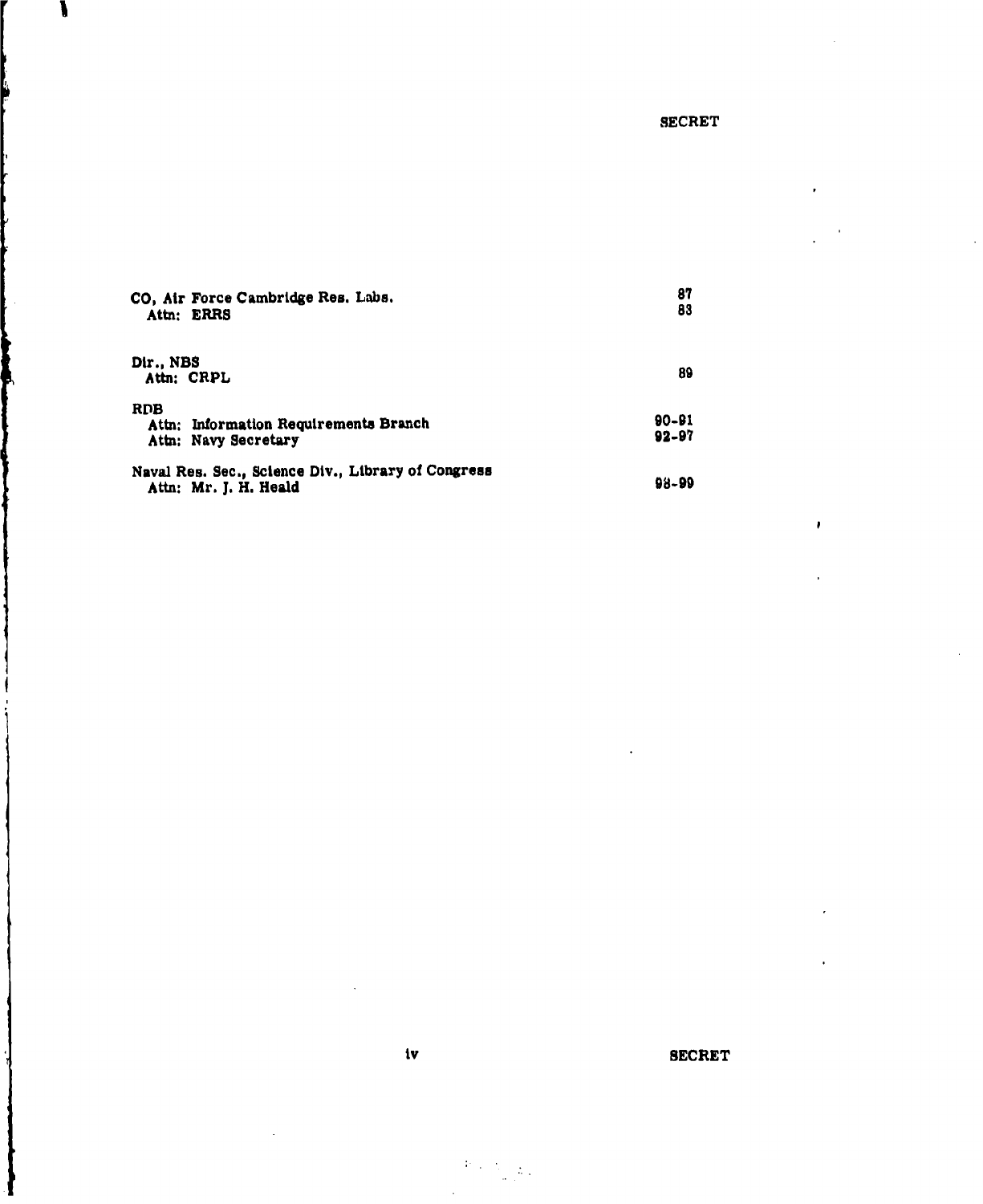SECRET

| | |
|---|---|
| CO, Air Force Cambridge Res. Labs. | 87 |
| Attn: ERRS | 88 |
| Dir., NBS | |
| Attn: CRPL | 89 |
| RDB | |
| Attn: Information Requirements Branch | 90-91 |
| Attn: Navy Secretary | 92-97 |
| Naval Res. Sec., Science Div., Library of Congress | |
| Attn: Mr. J. H. Heald | 98-99 |

SECRET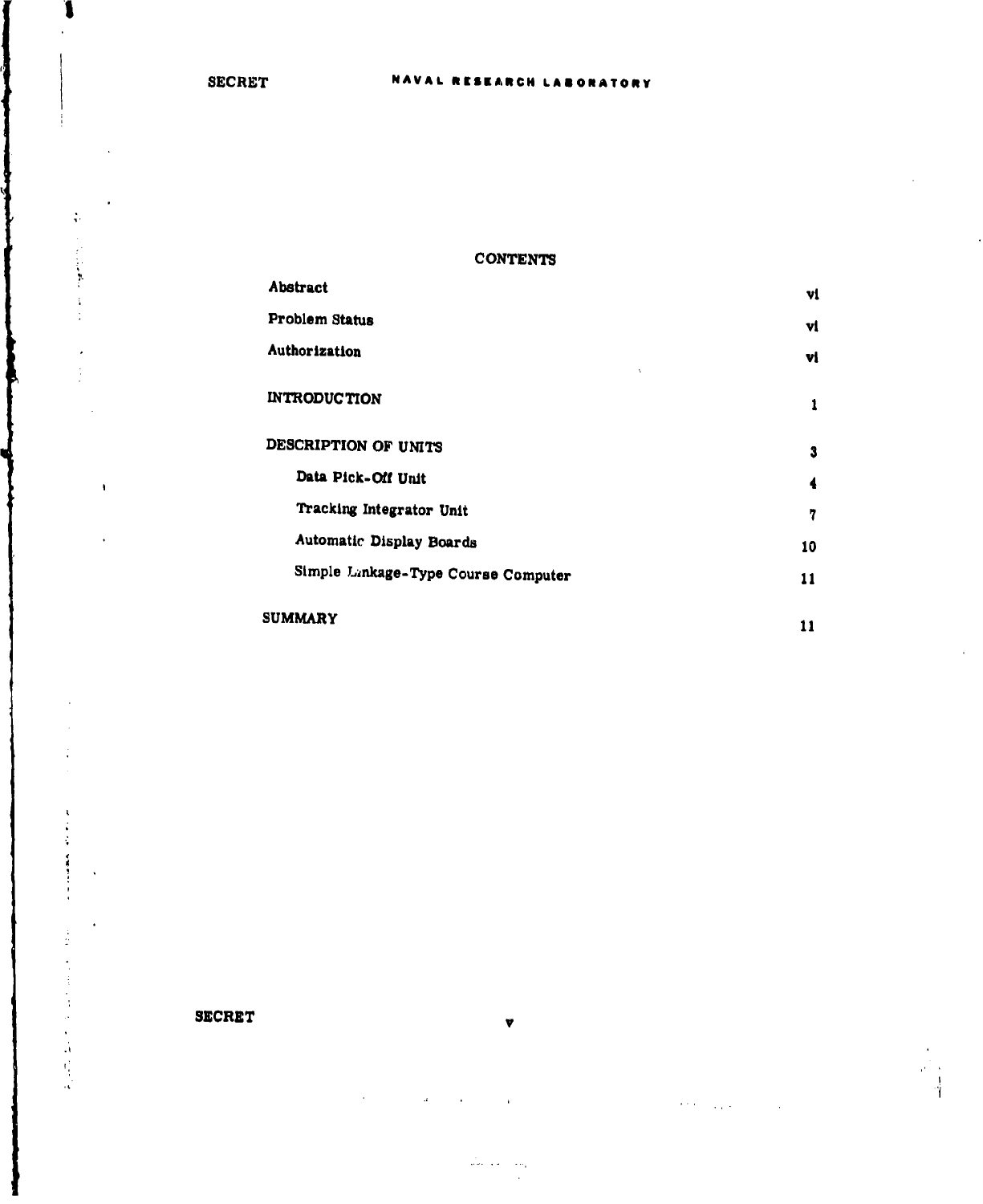## CONTENTS

| | |
|---|---|
| Abstract | vi |
| Problem Status | vi |
| Authorization | vi |
| INTRODUCTION | 1 |
| DESCRIPTION OF UNITS | 3 |
| &nbsp;&nbsp;&nbsp;&nbsp;Data Pick-Off Unit | 4 |
| &nbsp;&nbsp;&nbsp;&nbsp;Tracking Integrator Unit | 7 |
| &nbsp;&nbsp;&nbsp;&nbsp;Automatic Display Boards | 10 |
| &nbsp;&nbsp;&nbsp;&nbsp;Simple Linkage-Type Course Computer | 11 |
| SUMMARY | 11 |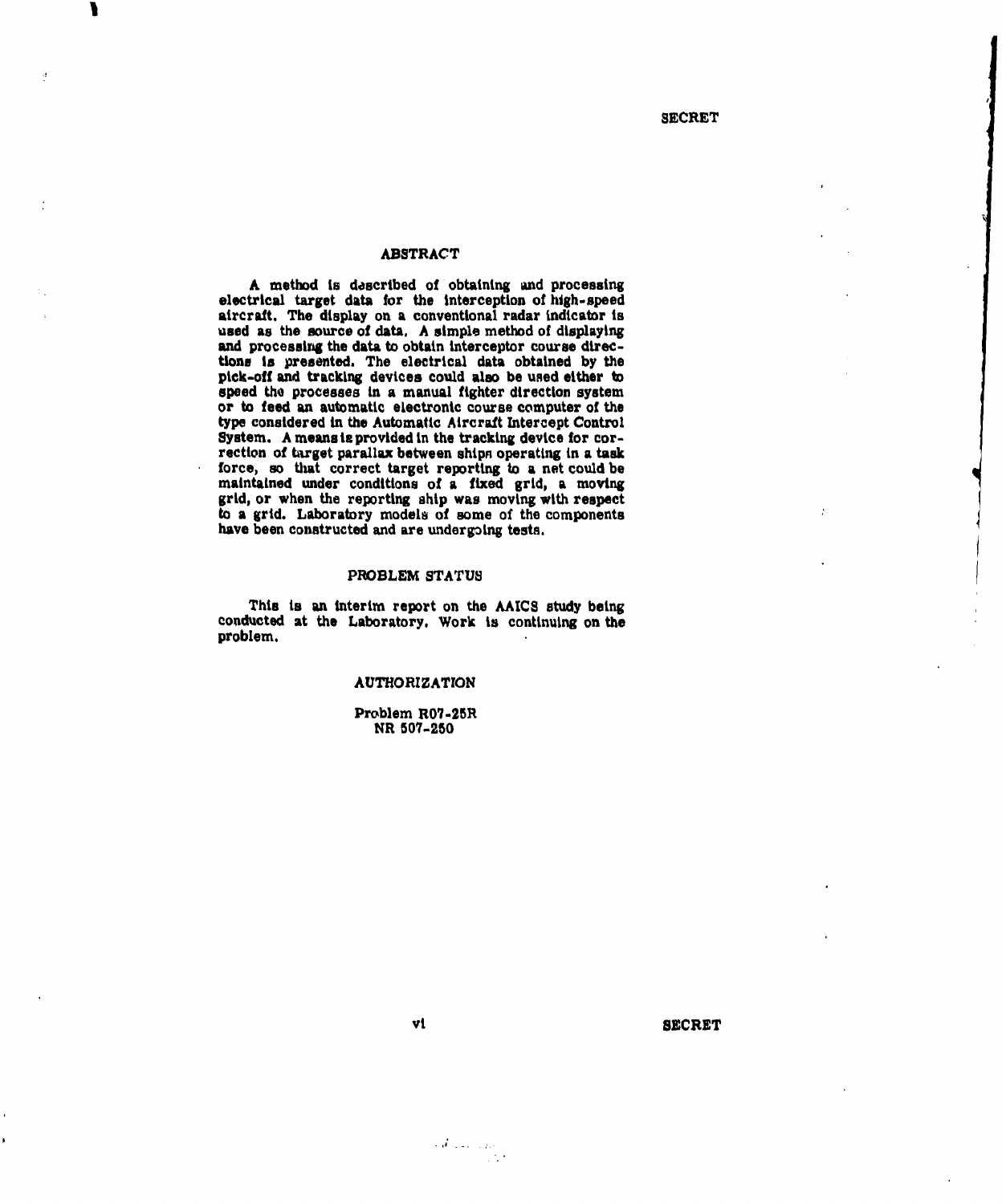## ABSTRACT

A method is described of obtaining and processing electrical target data for the interception of high-speed aircraft. The display on a conventional radar indicator is used as the source of data. A simple method of displaying and processing the data to obtain interceptor course directions is presented. The electrical data obtained by the pick-off and tracking devices could also be used either to speed the processes in a manual fighter direction system or to feed an automatic electronic course computer of the type considered in the Automatic Aircraft Intercept Control System. A means is provided in the tracking device for correction of target parallax between ships operating in a task force, so that correct target reporting to a net could be maintained under conditions of a fixed grid, a moving grid, or when the reporting ship was moving with respect to a grid. Laboratory models of some of the components have been constructed and are undergoing tests.

## PROBLEM STATUS

This is an interim report on the AAICS study being conducted at the Laboratory. Work is continuing on the problem.

## AUTHORIZATION

Problem R07-25R
NR 507-250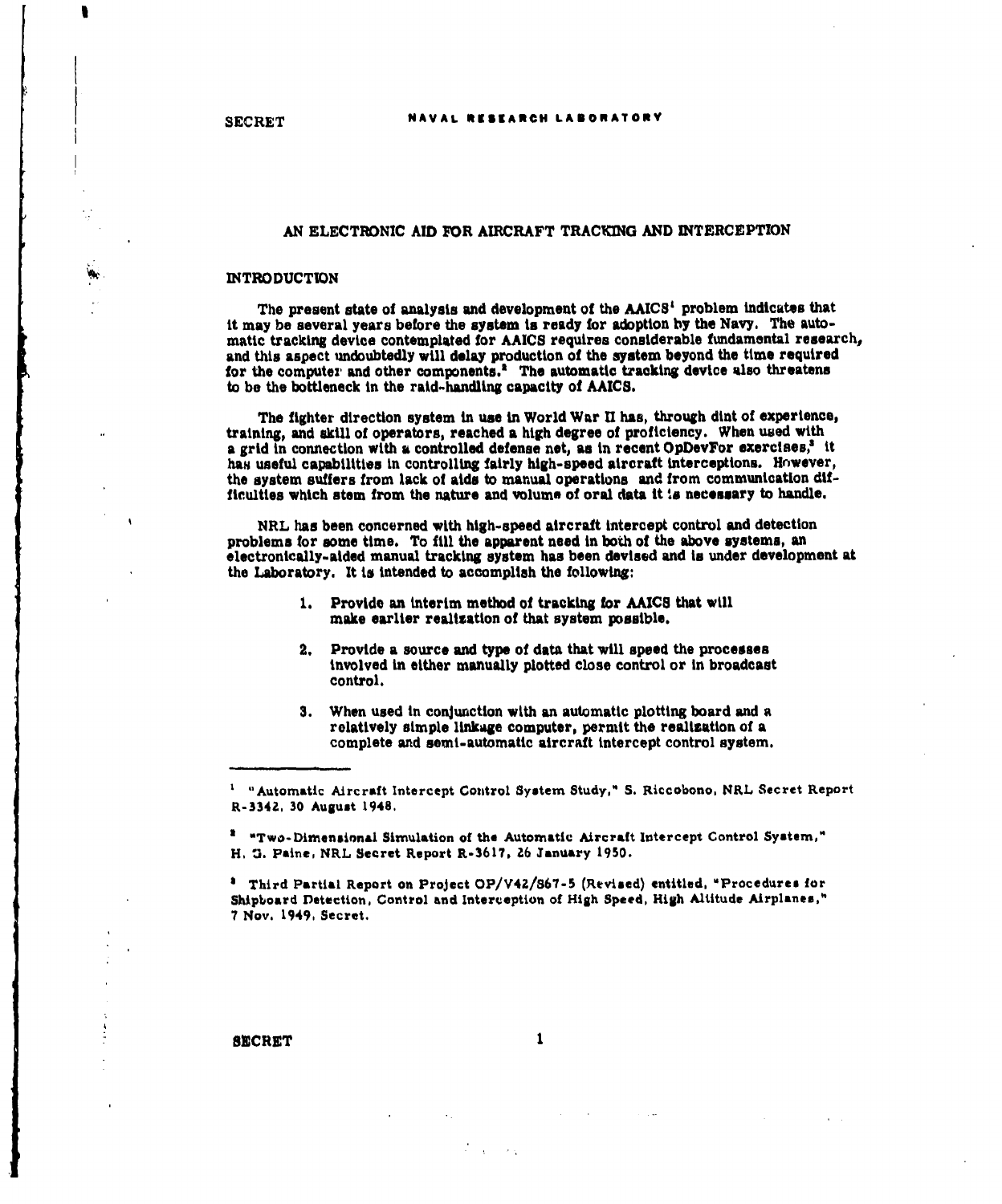## AN ELECTRONIC AID FOR AIRCRAFT TRACKING AND INTERCEPTION

### INTRODUCTION

The present state of analysis and development of the AAICS[1] problem indicates that it may be several years before the system is ready for adoption by the Navy. The automatic tracking device contemplated for AAICS requires considerable fundamental research, and this aspect undoubtedly will delay production of the system beyond the time required for the computer and other components.[2] The automatic tracking device also threatens to be the bottleneck in the raid-handling capacity of AAICS.

The fighter direction system in use in World War II has, through dint of experience, training, and skill of operators, reached a high degree of proficiency. When used with a grid in connection with a controlled defense net, as in recent OpDevFor exercises,[3] it has useful capabilities in controlling fairly high-speed aircraft interceptions. However, the system suffers from lack of aids to manual operations and from communication difficulties which stem from the nature and volume of oral data it is necessary to handle.

NRL has been concerned with high-speed aircraft intercept control and detection problems for some time. To fill the apparent need in both of the above systems, an electronically-aided manual tracking system has been devised and is under development at the Laboratory. It is intended to accomplish the following:

1. Provide an interim method of tracking for AAICS that will make earlier realization of that system possible.
2. Provide a source and type of data that will speed the processes involved in either manually plotted close control or in broadcast control.
3. When used in conjunction with an automatic plotting board and a relatively simple linkage computer, permit the realization of a complete and semi-automatic aircraft intercept control system.

---

[1] "Automatic Aircraft Intercept Control System Study," S. Riccobono, NRL Secret Report R-3342, 30 August 1948.

[2] "Two-Dimensional Simulation of the Automatic Aircraft Intercept Control System," H. G. Paine, NRL Secret Report R-3617, 26 January 1950.

[3] Third Partial Report on Project OP/V42/S67-5 (Revised) entitled, "Procedures for Shipboard Detection, Control and Interception of High Speed, High Altitude Airplanes," 7 Nov. 1949, Secret.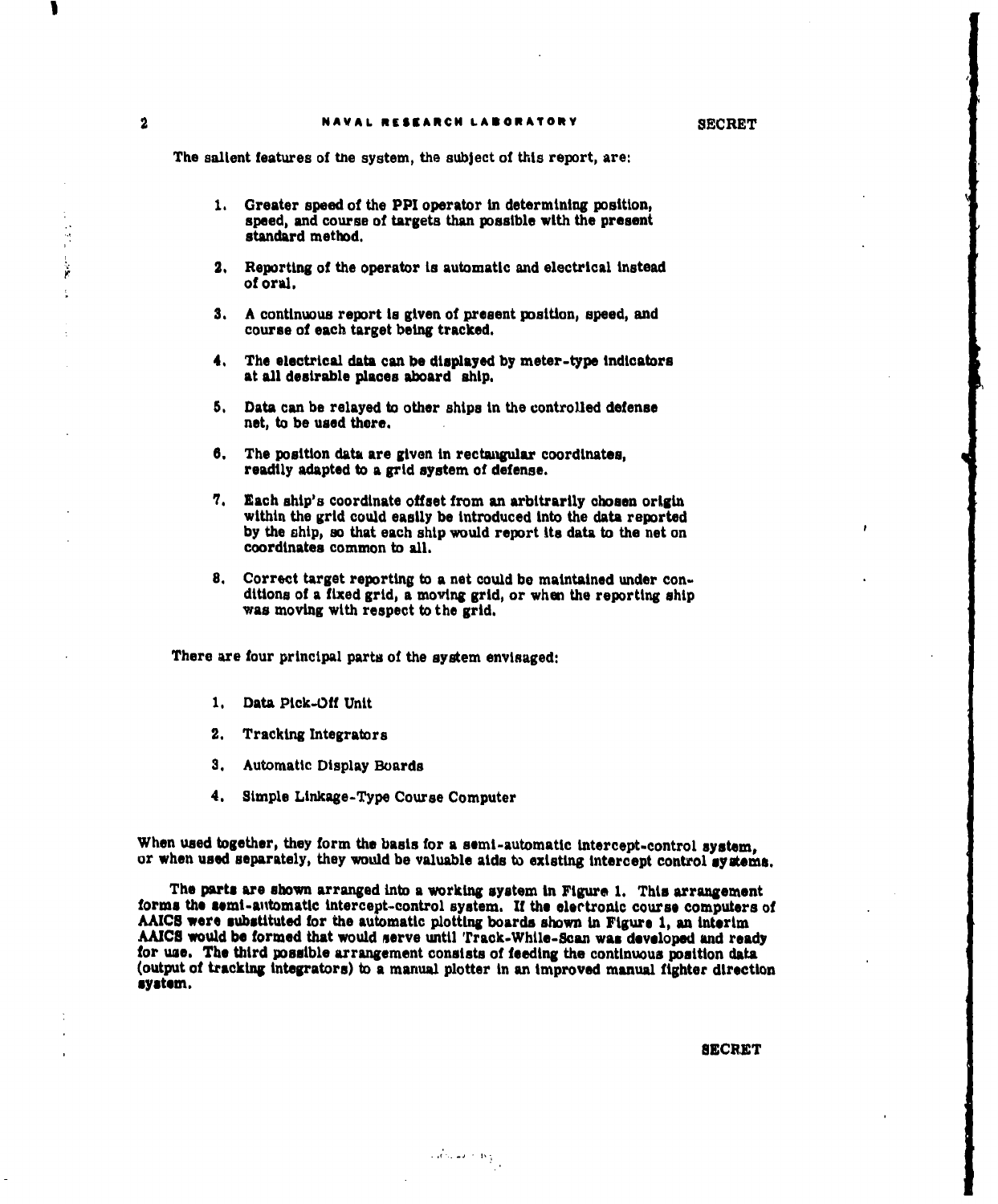The salient features of the system, the subject of this report, are:

1. Greater speed of the PPI operator in determining position, speed, and course of targets than possible with the present standard method.

2. Reporting of the operator is automatic and electrical instead of oral.

3. A continuous report is given of present position, speed, and course of each target being tracked.

4. The electrical data can be displayed by meter-type indicators at all desirable places aboard ship.

5. Data can be relayed to other ships in the controlled defense net, to be used there.

6. The position data are given in rectangular coordinates, readily adapted to a grid system of defense.

7. Each ship's coordinate offset from an arbitrarily chosen origin within the grid could easily be introduced into the data reported by the ship, so that each ship would report its data to the net on coordinates common to all.

8. Correct target reporting to a net could be maintained under conditions of a fixed grid, a moving grid, or when the reporting ship was moving with respect to the grid.

There are four principal parts of the system envisaged:

1. Data Pick-Off Unit

2. Tracking Integrators

3. Automatic Display Boards

4. Simple Linkage-Type Course Computer

When used together, they form the basis for a semi-automatic intercept-control system, or when used separately, they would be valuable aids to existing intercept control systems.

The parts are shown arranged into a working system in Figure 1. This arrangement forms the semi-automatic intercept-control system. If the electronic course computers of AAICS were substituted for the automatic plotting boards shown in Figure 1, an interim AAICS would be formed that would serve until Track-While-Scan was developed and ready for use. The third possible arrangement consists of feeding the continuous position data (output of tracking integrators) to a manual plotter in an improved manual fighter direction system.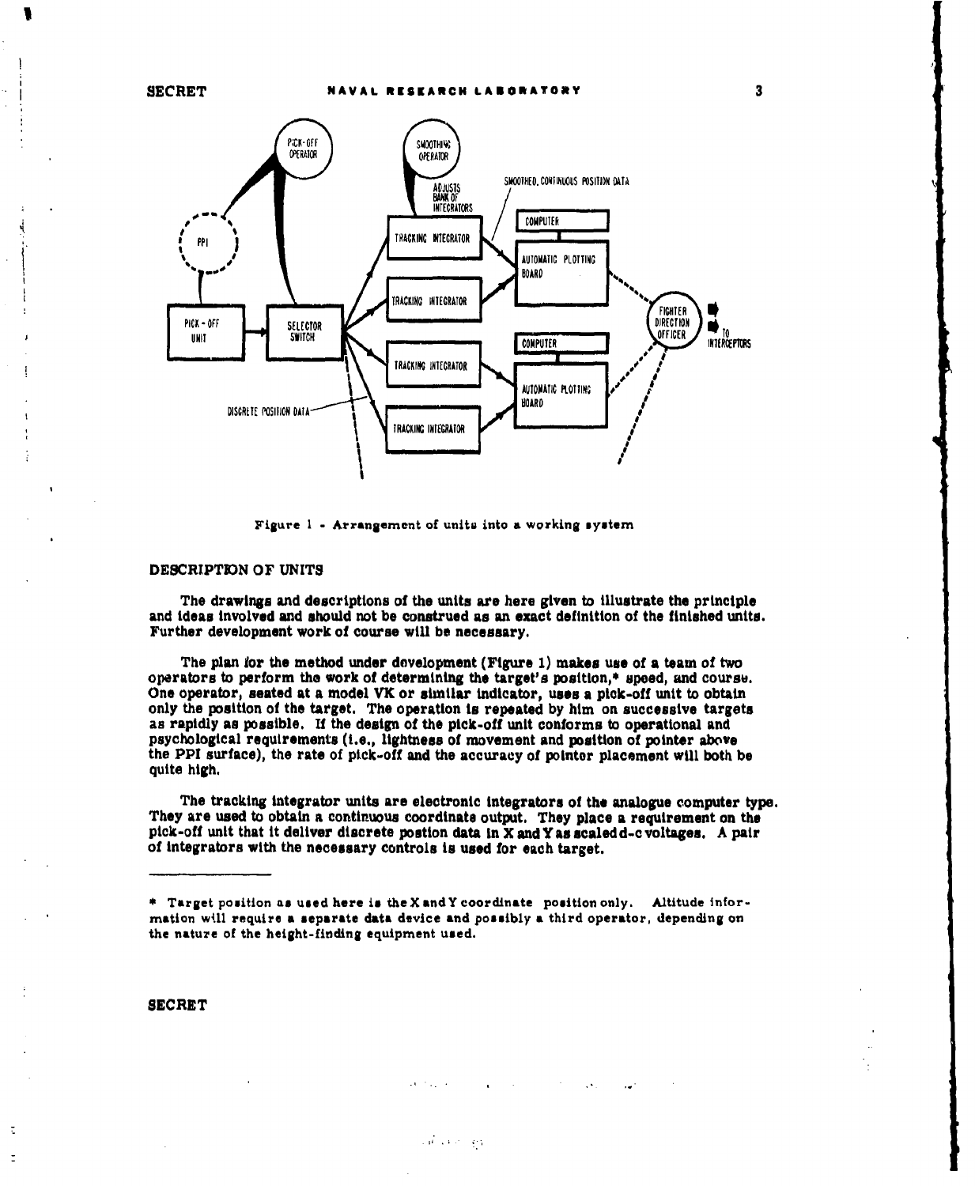Figure 1 - Arrangement of units into a working system

## DESCRIPTION OF UNITS

The drawings and descriptions of the units are here given to illustrate the principle and ideas involved and should not be construed as an exact definition of the finished units. Further development work of course will be necessary.

The plan for the method under development (Figure 1) makes use of a team of two operators to perform the work of determining the target's position,* speed, and course. One operator, seated at a model VK or similar indicator, uses a pick-off unit to obtain only the position of the target. The operation is repeated by him on successive targets as rapidly as possible. If the design of the pick-off unit conforms to operational and psychological requirements (i.e., lightness of movement and position of pointer above the PPI surface), the rate of pick-off and the accuracy of pointer placement will both be quite high.

The tracking integrator units are electronic integrators of the analogue computer type. They are used to obtain a continuous coordinate output. They place a requirement on the pick-off unit that it deliver discrete postion data in X and Y as scaled d-c voltages. A pair of integrators with the necessary controls is used for each target.

---

\* Target position as used here is the X and Y coordinate position only. Altitude information will require a separate data device and possibly a third operator, depending on the nature of the height-finding equipment used.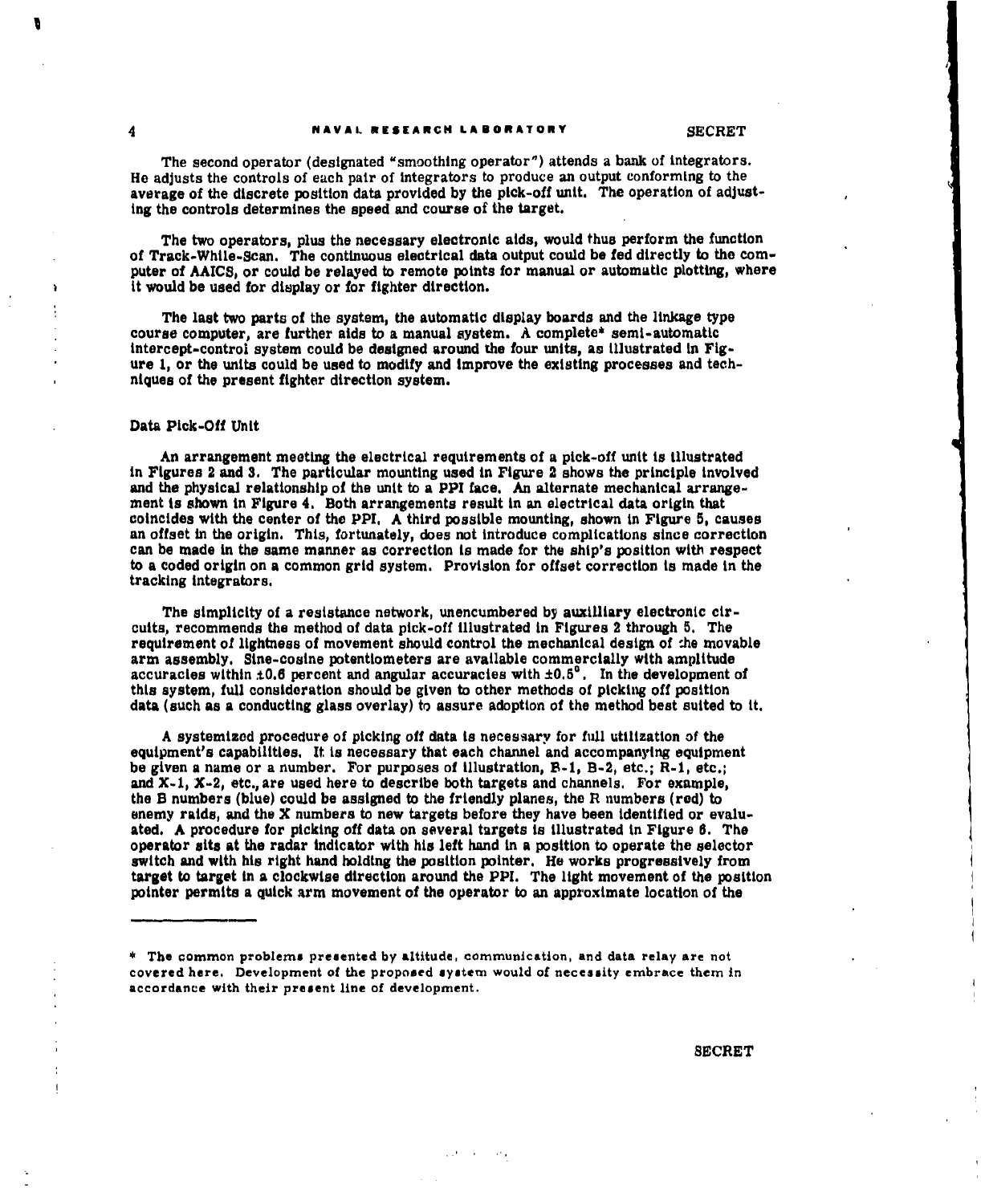The second operator (designated "smoothing operator") attends a bank of integrators. He adjusts the controls of each pair of integrators to produce an output conforming to the average of the discrete position data provided by the pick-off unit. The operation of adjusting the controls determines the speed and course of the target.

The two operators, plus the necessary electronic aids, would thus perform the function of Track-While-Scan. The continuous electrical data output could be fed directly to the computer of AAICS, or could be relayed to remote points for manual or automatic plotting, where it would be used for display or for fighter direction.

The last two parts of the system, the automatic display boards and the linkage type course computer, are further aids to a manual system. A complete* semi-automatic intercept-control system could be designed around the four units, as illustrated in Figure 1, or the units could be used to modify and improve the existing processes and techniques of the present fighter direction system.

### Data Pick-Off Unit

An arrangement meeting the electrical requirements of a pick-off unit is illustrated in Figures 2 and 3. The particular mounting used in Figure 2 shows the principle involved and the physical relationship of the unit to a PPI face. An alternate mechanical arrangement is shown in Figure 4. Both arrangements result in an electrical data origin that coincides with the center of the PPI. A third possible mounting, shown in Figure 5, causes an offset in the origin. This, fortunately, does not introduce complications since correction can be made in the same manner as correction is made for the ship's position with respect to a coded origin on a common grid system. Provision for offset correction is made in the tracking integrators.

The simplicity of a resistance network, unencumbered by auxilliary electronic circuits, recommends the method of data pick-off illustrated in Figures 2 through 5. The requirement of lightness of movement should control the mechanical design of the movable arm assembly. Sine-cosine potentiometers are available commercially with amplitude accuracies within ±0.6 percent and angular accuracies with ±0.5°. In the development of this system, full consideration should be given to other methods of picking off position data (such as a conducting glass overlay) to assure adoption of the method best suited to it.

A systemized procedure of picking off data is necessary for full utilization of the equipment's capabilities. It is necessary that each channel and accompanying equipment be given a name or a number. For purposes of illustration, B-1, B-2, etc.; R-1, etc.; and X-1, X-2, etc., are used here to describe both targets and channels. For example, the B numbers (blue) could be assigned to the friendly planes, the R numbers (red) to enemy raids, and the X numbers to new targets before they have been identified or evaluated. A procedure for picking off data on several targets is illustrated in Figure 6. The operator sits at the radar indicator with his left hand in a position to operate the selector switch and with his right hand holding the position pointer. He works progressively from target to target in a clockwise direction around the PPI. The light movement of the position pointer permits a quick arm movement of the operator to an approximate location of the

---

\* The common problems presented by altitude, communication, and data relay are not covered here. Development of the proposed system would of necessity embrace them in accordance with their present line of development.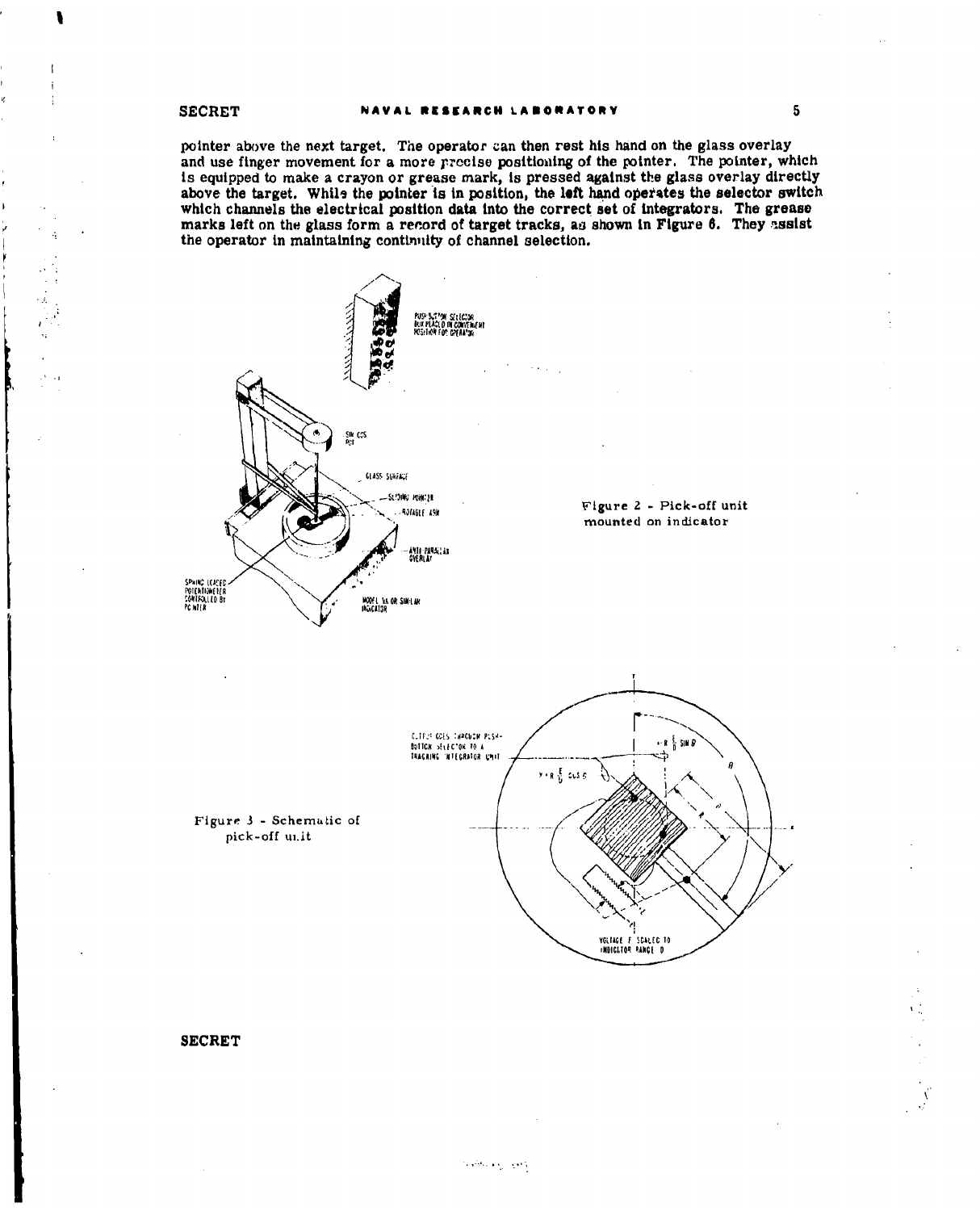pointer above the next target. The operator can then rest his hand on the glass overlay and use finger movement for a more precise positioning of the pointer. The pointer, which is equipped to make a crayon or grease mark, is pressed against the glass overlay directly above the target. While the pointer is in position, the left hand operates the selector switch which channels the electrical position data into the correct set of integrators. The grease marks left on the glass form a record of target tracks, as shown in Figure 6. They assist the operator in maintaining continuity of channel selection.

Figure 2 - Pick-off unit mounted on indicator

Figure 3 - Schematic of pick-off unit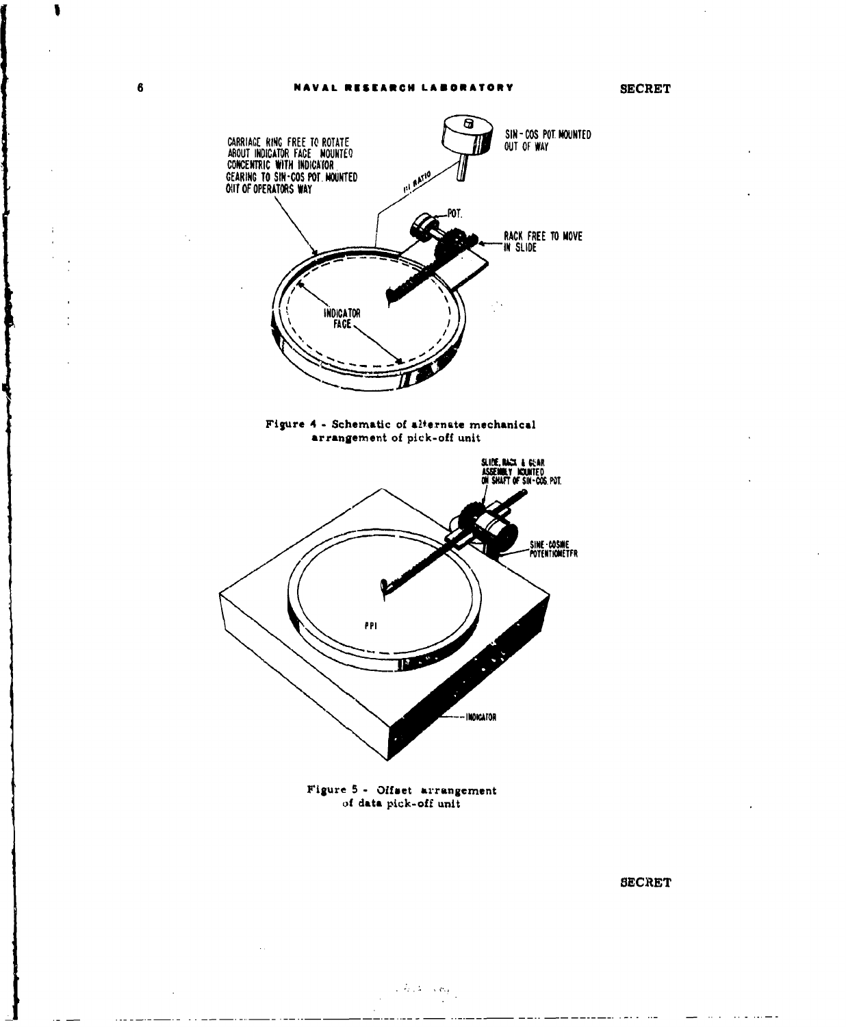Figure 4 - Schematic of alternate mechanical arrangement of pick-off unit

Figure 5 - Offset arrangement of data pick-off unit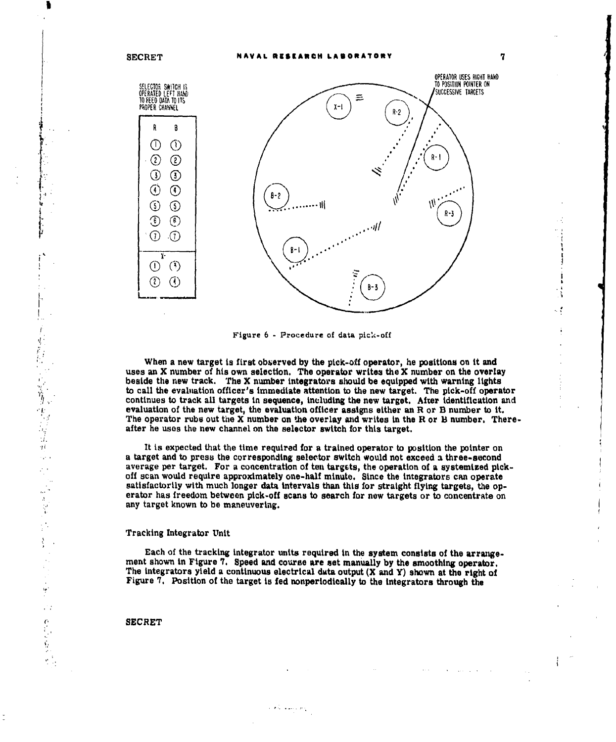SELECTOR SWITCH IS OPERATED LEFT HAND TO FEED DATA TO ITS PROPER CHANNEL

OPERATOR USES RIGHT HAND TO POSITION POINTER ON SUCCESSIVE TARGETS

Figure 6 - Procedure of data pick-off

When a new target is first observed by the pick-off operator, he positions on it and uses an X number of his own selection. The operator writes the X number on the overlay beside the new track. The X number integrators should be equipped with warning lights to call the evaluation officer's immediate attention to the new target. The pick-off operator continues to track all targets in sequence, including the new target. After identification and evaluation of the new target, the evaluation officer assigns either an R or B number to it. The operator rubs out the X number on the overlay and writes in the R or B number. Thereafter he uses the new channel on the selector switch for this target.

It is expected that the time required for a trained operator to position the pointer on a target and to press the corresponding selector switch would not exceed a three-second average per target. For a concentration of ten targets, the operation of a systemized pick-off scan would require approximately one-half minute. Since the integrators can operate satisfactorily with much longer data intervals than this for straight flying targets, the operator has freedom between pick-off scans to search for new targets or to concentrate on any target known to be maneuvering.

## Tracking Integrator Unit

Each of the tracking integrator units required in the system consists of the arrangement shown in Figure 7. Speed and course are set manually by the smoothing operator. The integrators yield a continuous electrical data output (X and Y) shown at the right of Figure 7. Position of the target is fed nonperiodically to the integrators through the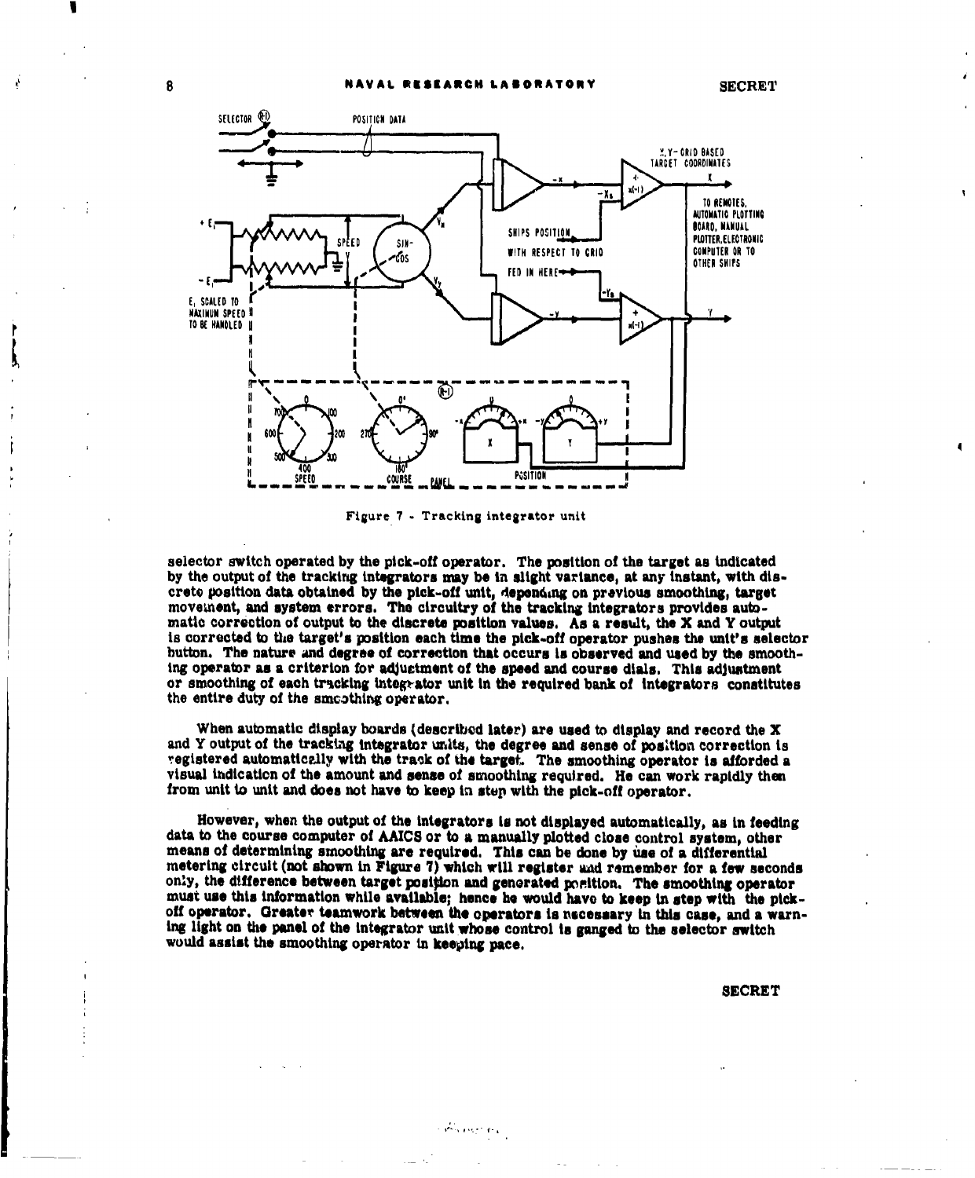Figure 7 - Tracking integrator unit

selector switch operated by the pick-off operator. The position of the target as indicated by the output of the tracking integrators may be in slight variance, at any instant, with discrete position data obtained by the pick-off unit, depending on previous smoothing, target movement, and system errors. The circuitry of the tracking integrators provides automatic correction of output to the discrete position values. As a result, the X and Y output is corrected to the target's position each time the pick-off operator pushes the unit's selector button. The nature and degree of correction that occurs is observed and used by the smoothing operator as a criterion for adjustment of the speed and course dials. This adjustment or smoothing of each tracking integrator unit in the required bank of integrators constitutes the entire duty of the smoothing operator.

When automatic display boards (described later) are used to display and record the X and Y output of the tracking integrator units, the degree and sense of position correction is registered automatically with the track of the target. The smoothing operator is afforded a visual indication of the amount and sense of smoothing required. He can work rapidly then from unit to unit and does not have to keep in step with the pick-off operator.

However, when the output of the integrators is not displayed automatically, as in feeding data to the course computer of AAICS or to a manually plotted close control system, other means of determining smoothing are required. This can be done by use of a differential metering circuit (not shown in Figure 7) which will register and remember for a few seconds only, the difference between target position and generated position. The smoothing operator must use this information while available; hence he would have to keep in step with the pick-off operator. Greater teamwork between the operators is necessary in this case, and a warning light on the panel of the integrator unit whose control is ganged to the selector switch would assist the smoothing operator in keeping pace.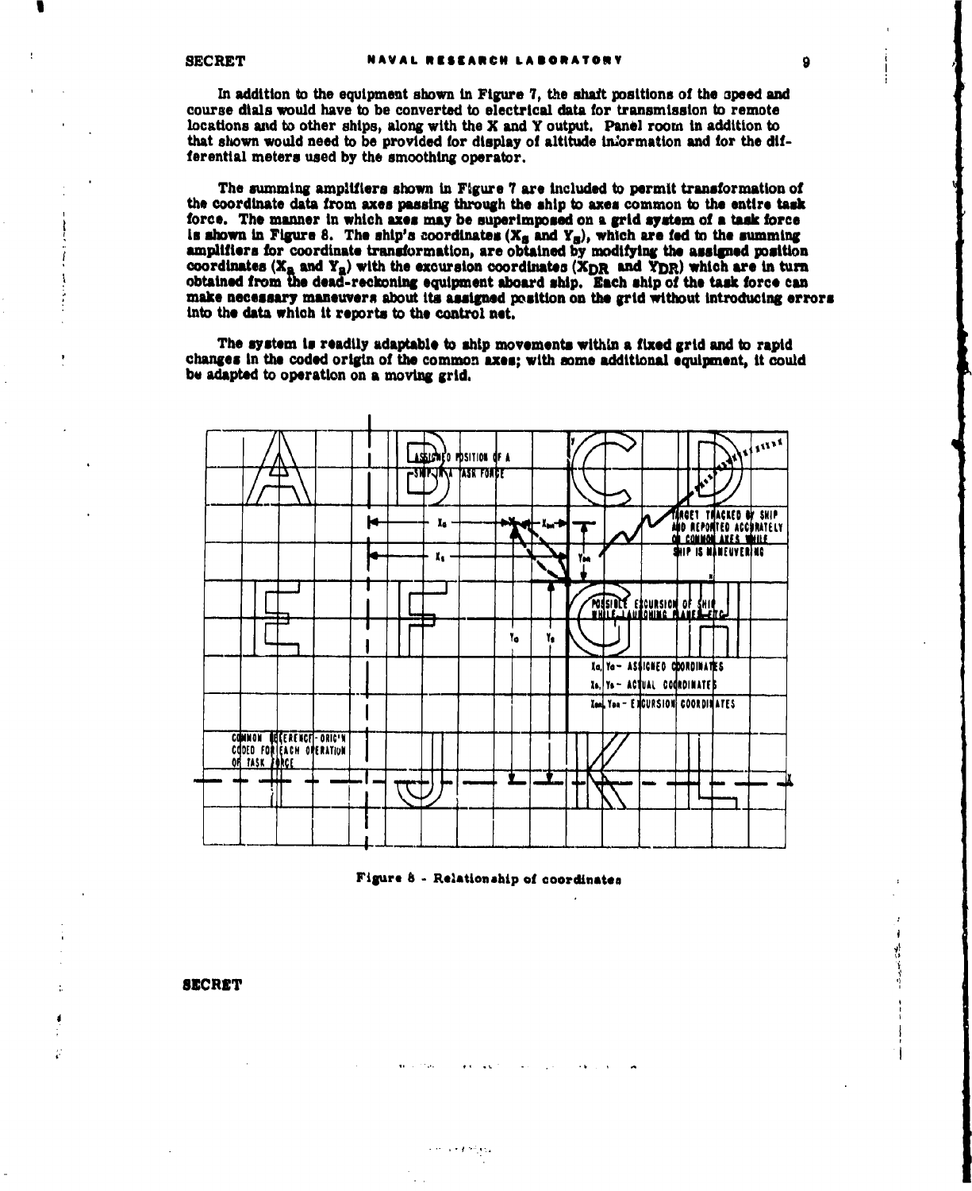In addition to the equipment shown in Figure 7, the shaft positions of the speed and course dials would have to be converted to electrical data for transmission to remote locations and to other ships, along with the X and Y output. Panel room in addition to that shown would need to be provided for display of altitude information and for the differential meters used by the smoothing operator.

The summing amplifiers shown in Figure 7 are included to permit transformation of the coordinate data from axes passing through the ship to axes common to the entire task force. The manner in which axes may be superimposed on a grid system of a task force is shown in Figure 8. The ship's coordinates ($X_s$ and $Y_s$), which are fed to the summing amplifiers for coordinate transformation, are obtained by modifying the assigned position coordinates ($X_a$ and $Y_a$) with the excursion coordinates ($X_{DR}$ and $Y_{DR}$) which are in turn obtained from the dead-reckoning equipment aboard ship. Each ship of the task force can make necessary maneuvers about its assigned position on the grid without introducing errors into the data which it reports to the control net.

The system is readily adaptable to ship movements within a fixed grid and to rapid changes in the coded origin of the common axes; with some additional equipment, it could be adapted to operation on a moving grid.

Figure 8 - Relationship of coordinates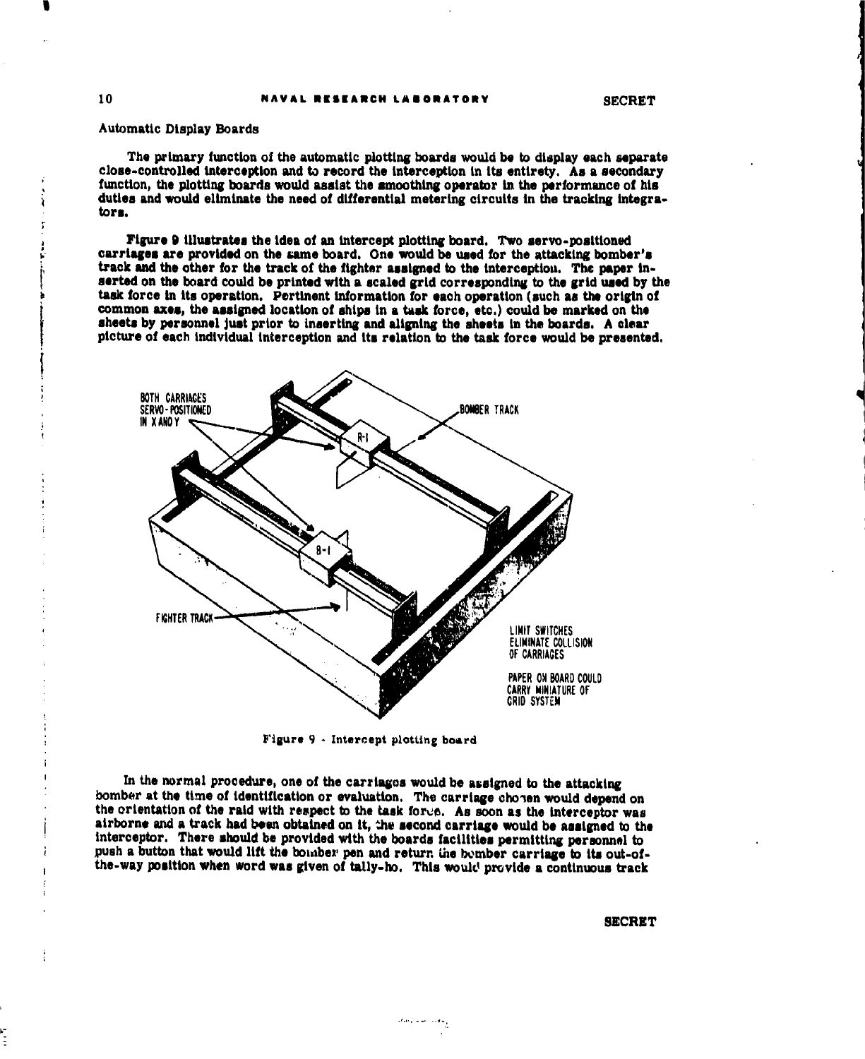## Automatic Display Boards

The primary function of the automatic plotting boards would be to display each separate close-controlled interception and to record the interception in its entirety. As a secondary function, the plotting boards would assist the smoothing operator in the performance of his duties and would eliminate the need of differential metering circuits in the tracking integrators.

Figure 9 illustrates the idea of an intercept plotting board. Two servo-positioned carriages are provided on the same board. One would be used for the attacking bomber's track and the other for the track of the fighter assigned to the interception. The paper inserted on the board could be printed with a scaled grid corresponding to the grid used by the task force in its operation. Pertinent information for each operation (such as the origin of common axes, the assigned location of ships in a task force, etc.) could be marked on the sheets by personnel just prior to inserting and aligning the sheets in the boards. A clear picture of each individual interception and its relation to the task force would be presented.

BOTH CARRIAGES SERVO-POSITIONED IN X AND Y

BOMBER TRACK

R-1

B-1

FIGHTER TRACK

LIMIT SWITCHES ELIMINATE COLLISION OF CARRIAGES

PAPER ON BOARD COULD CARRY MINIATURE OF GRID SYSTEM

Figure 9 - Intercept plotting board

In the normal procedure, one of the carriages would be assigned to the attacking bomber at the time of identification or evaluation. The carriage chosen would depend on the orientation of the raid with respect to the task force. As soon as the interceptor was airborne and a track had been obtained on it, the second carriage would be assigned to the interceptor. There should be provided with the boards facilities permitting personnel to push a button that would lift the bomber pen and return the bomber carriage to its out-of-the-way position when word was given of tally-ho. This would provide a continuous track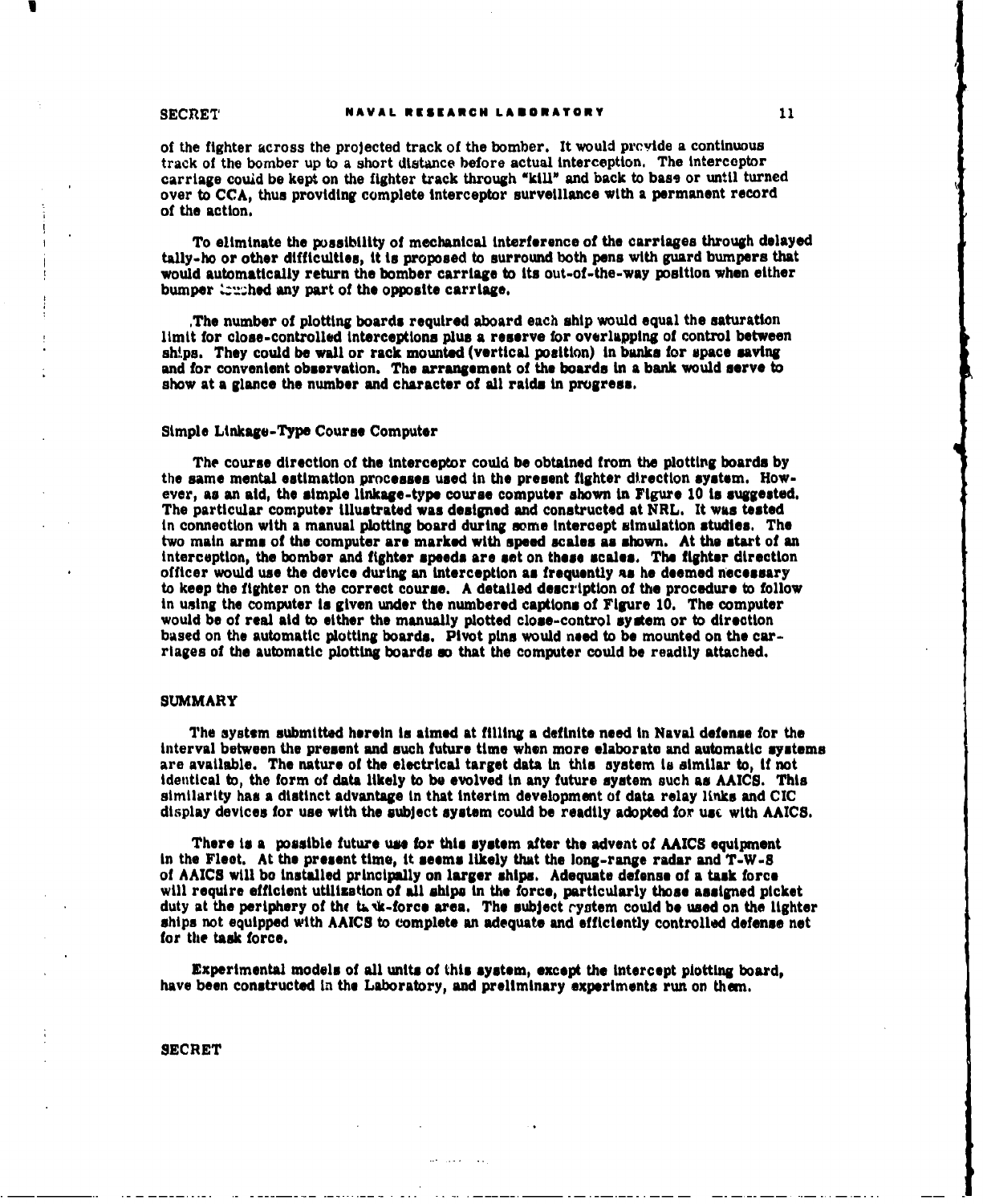of the fighter across the projected track of the bomber. It would provide a continuous track of the bomber up to a short distance before actual interception. The interceptor carriage could be kept on the fighter track through "kill" and back to base or until turned over to CCA, thus providing complete interceptor surveillance with a permanent record of the action.

To eliminate the possibility of mechanical interference of the carriages through delayed tally-ho or other difficulties, it is proposed to surround both pens with guard bumpers that would automatically return the bomber carriage to its out-of-the-way position when either bumper touched any part of the opposite carriage.

The number of plotting boards required aboard each ship would equal the saturation limit for close-controlled interceptions plus a reserve for overlapping of control between ships. They could be wall or rack mounted (vertical position) in banks for space saving and for convenient observation. The arrangement of the boards in a bank would serve to show at a glance the number and character of all raids in progress.

### Simple Linkage-Type Course Computer

The course direction of the interceptor could be obtained from the plotting boards by the same mental estimation processes used in the present fighter direction system. However, as an aid, the simple linkage-type course computer shown in Figure 10 is suggested. The particular computer illustrated was designed and constructed at NRL. It was tested in connection with a manual plotting board during some intercept simulation studies. The two main arms of the computer are marked with speed scales as shown. At the start of an interception, the bomber and fighter speeds are set on these scales. The fighter direction officer would use the device during an interception as frequently as he deemed necessary to keep the fighter on the correct course. A detailed description of the procedure to follow in using the computer is given under the numbered captions of Figure 10. The computer would be of real aid to either the manually plotted close-control system or to direction based on the automatic plotting boards. Pivot pins would need to be mounted on the carriages of the automatic plotting boards so that the computer could be readily attached.

## SUMMARY

The system submitted herein is aimed at filling a definite need in Naval defense for the interval between the present and such future time when more elaborate and automatic systems are available. The nature of the electrical target data in this system is similar to, if not identical to, the form of data likely to be evolved in any future system such as AAICS. This similarity has a distinct advantage in that interim development of data relay links and CIC display devices for use with the subject system could be readily adopted for use with AAICS.

There is a possible future use for this system after the advent of AAICS equipment in the Fleet. At the present time, it seems likely that the long-range radar and T-W-S of AAICS will be installed principally on larger ships. Adequate defense of a task force will require efficient utilization of all ships in the force, particularly those assigned picket duty at the periphery of the task-force area. The subject system could be used on the lighter ships not equipped with AAICS to complete an adequate and efficiently controlled defense net for the task force.

Experimental models of all units of this system, except the intercept plotting board, have been constructed in the Laboratory, and preliminary experiments run on them.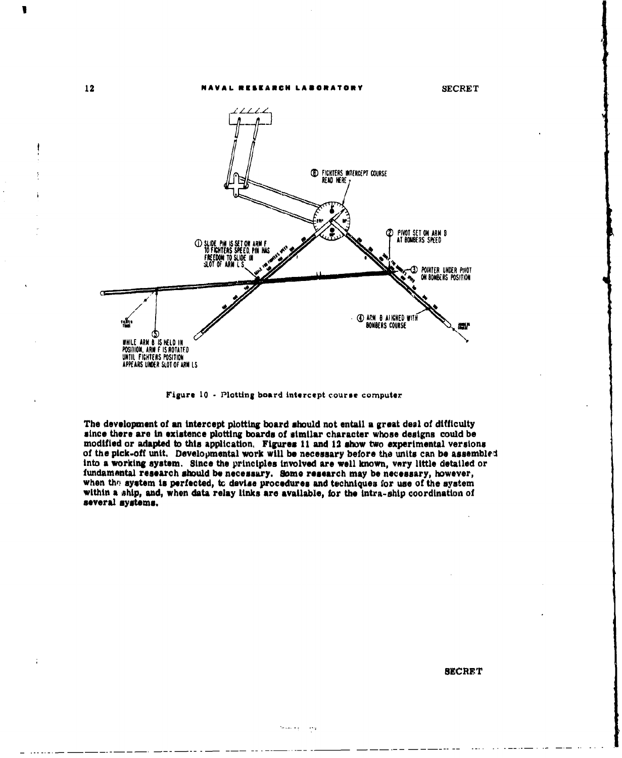Figure 10 - Plotting board intercept course computer

The development of an intercept plotting board should not entail a great deal of difficulty since there are in existence plotting boards of similar character whose designs could be modified or adapted to this application. Figures 11 and 12 show two experimental versions of the pick-off unit. Developmental work will be necessary before the units can be assembled into a working system. Since the principles involved are well known, very little detailed or fundamental research should be necessary. Some research may be necessary, however, when the system is perfected, to devise procedures and techniques for use of the system within a ship, and, when data relay links are available, for the intra-ship coordination of several systems.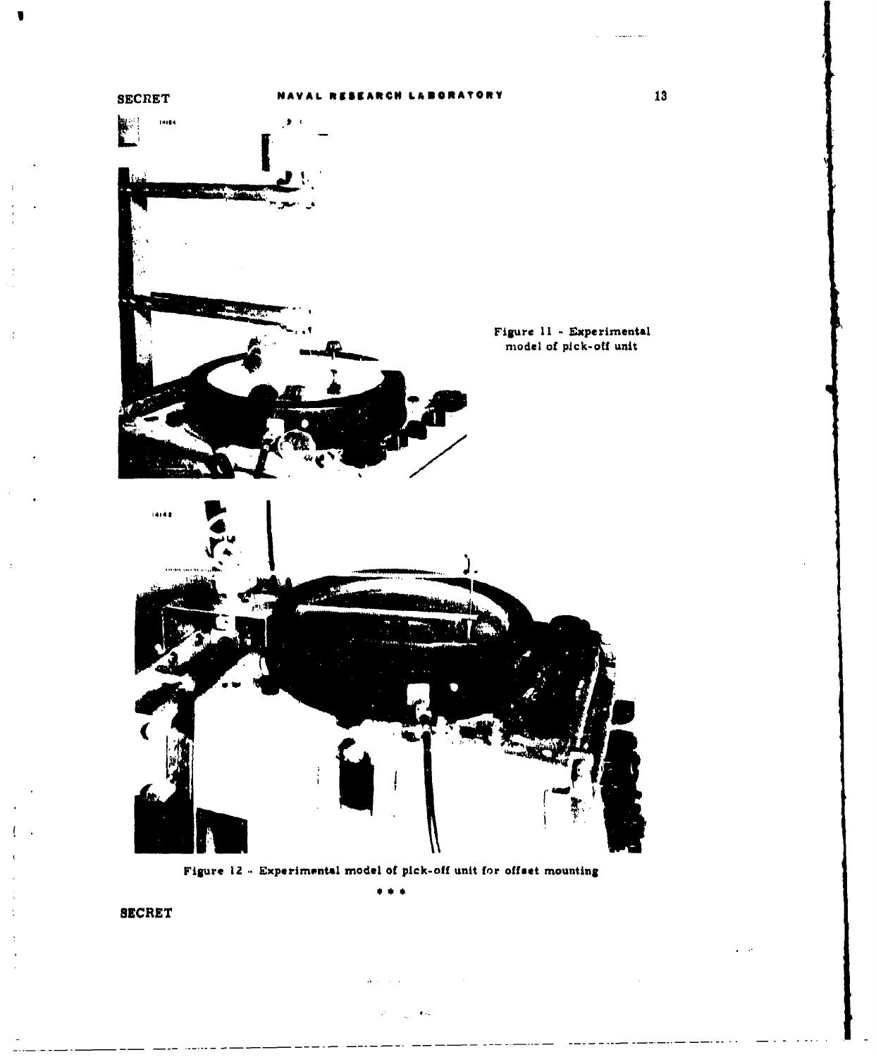Figure 11 - Experimental model of pick-off unit

Figure 12 - Experimental model of pick-off unit for offset mounting

\* \* \*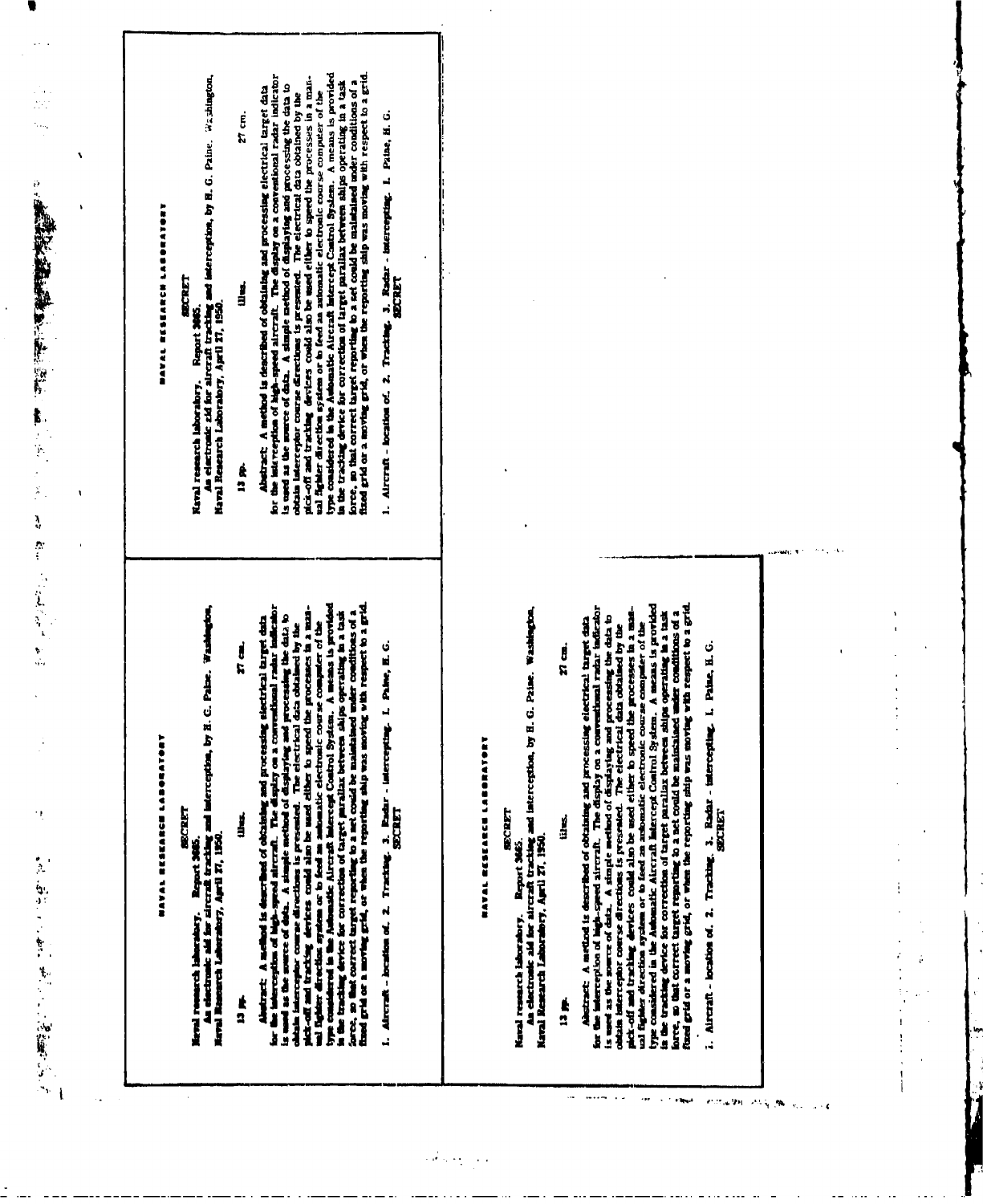NAVAL RESEARCH LABORATORY

SECRET

Naval research laboratory. Report 3665.
An electronic aid for aircraft tracking and interception, by H. G. Paine. Washington, Naval Research Laboratory, April 27, 1950.

13 pp. illus. 27 cm.

Abstract: A method is described of obtaining and processing electrical target data for the interception of high-speed aircraft. The display on a conventional radar indicator is used as the source of data. A simple method of displaying and processing the data to obtain interceptor course directions is presented. The electrical data obtained by the pick-off and tracking devices could also be used either to speed the processes in a manual fighter direction system or to feed an automatic electronic course computer of the type considered in the Automatic Aircraft Intercept Control System. A means is provided in the tracking device for correction of target parallax between ships operating in a task force, so that correct target reporting to a net could be maintained under conditions of a fixed grid or a moving grid, or when the reporting ship was moving with respect to a grid.

1. Aircraft - location of. 2. Tracking. 3. Radar - intercepting. I. Paine, H. G.

SECRET

---

NAVAL RESEARCH LABORATORY

SECRET

Naval research laboratory. Report 3665.
An electronic aid for aircraft tracking and interception, by H. G. Paine. Washington, Naval Research Laboratory, April 27, 1950.

13 pp. illus. 27 cm.

Abstract: A method is described of obtaining and processing electrical target data for the interception of high-speed aircraft. The display on a conventional radar indicator is used as the source of data. A simple method of displaying and processing the data to obtain interceptor course directions is presented. The electrical data obtained by the pick-off and tracking devices could also be used either to speed the processes in a manual fighter direction system or to feed an automatic electronic course computer of the type considered in the Automatic Aircraft Intercept Control System. A means is provided in the tracking device for correction of target parallax between ships operating in a task force, so that correct target reporting to a net could be maintained under conditions of a fixed grid or a moving grid, or when the reporting ship was moving with respect to a grid.

1. Aircraft - location of. 2. Tracking. 3. Radar - intercepting. I. Paine, H. G.

SECRET

---

NAVAL RESEARCH LABORATORY

SECRET

Naval research laboratory. Report 3665.
An electronic aid for aircraft tracking and interception, by H. G. Paine. Washington, Naval Research Laboratory, April 27, 1950.

13 pp. illus. 27 cm.

Abstract: A method is described of obtaining and processing electrical target data for the interception of high-speed aircraft. The display on a conventional radar indicator is used as the source of data. A simple method of displaying and processing the data to obtain interceptor course directions is presented. The electrical data obtained by the pick-off and tracking devices could also be used either to speed the processes in a manual fighter direction system or to feed an automatic electronic course computer of the type considered in the Automatic Aircraft Intercept Control System. A means is provided in the tracking device for correction of target parallax between ships operating in a task force, so that correct target reporting to a net could be maintained under conditions of a fixed grid or a moving grid, or when the reporting ship was moving with respect to a grid.

1. Aircraft - location of. 2. Tracking. 3. Radar - intercepting. I. Paine, H. G.

SECRET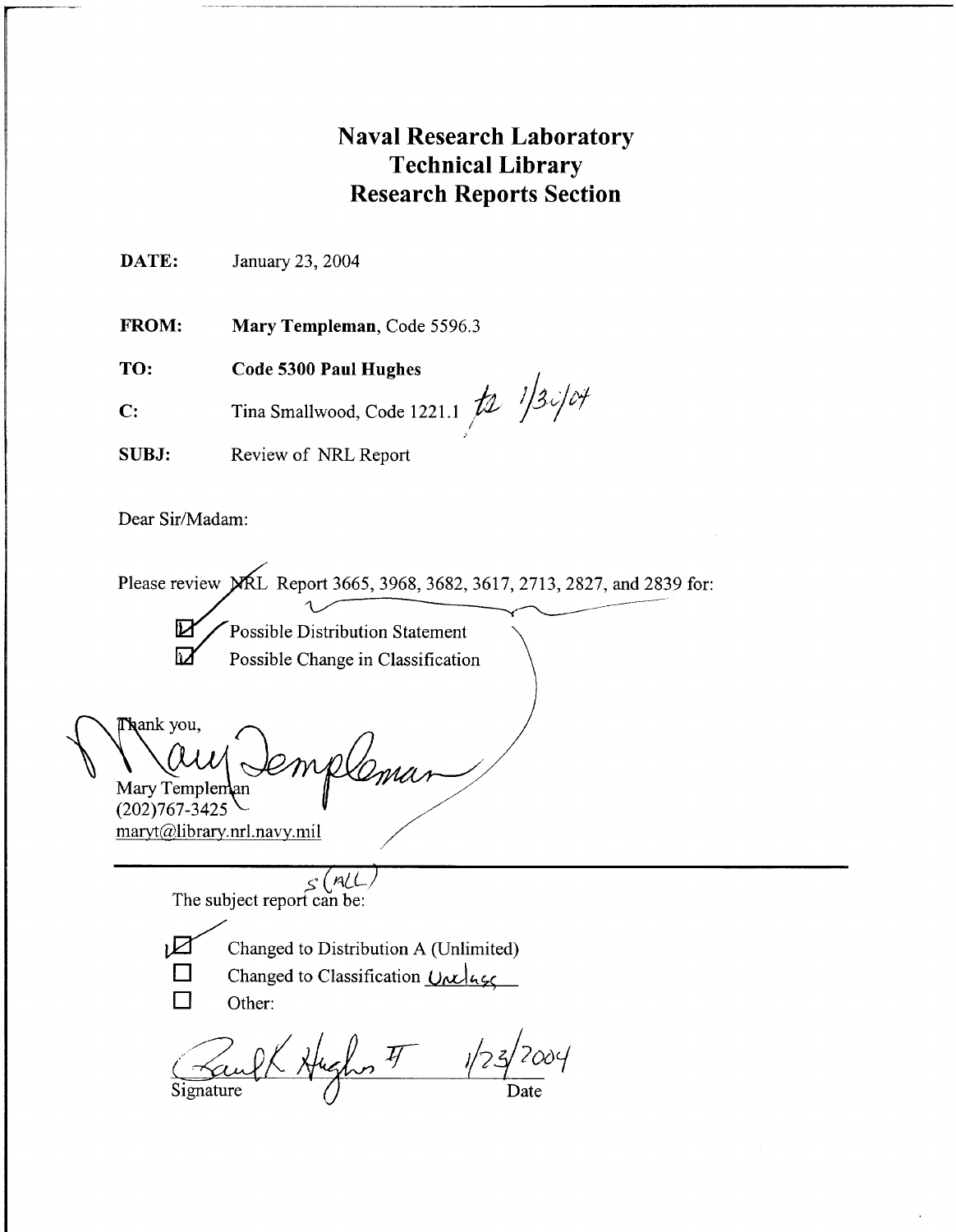# Naval Research Laboratory
# Technical Library
# Research Reports Section

**DATE:** January 23, 2004

**FROM:** **Mary Templeman**, Code 5596.3

**TO:** **Code 5300 Paul Hughes**

**C:** Tina Smallwood, Code 1221.1 *ts 1/30/04*

**SUBJ:** Review of NRL Report

Dear Sir/Madam:

Please review NRL Report 3665, 3968, 3682, 3617, 2713, 2827, and 2839 for:

- [x] Possible Distribution Statement
- [x] Possible Change in Classification

Thank you,

*Mary Templeman*

Mary Templeman
(202)767-3425
maryt@library.nrl.navy.mil

---

The subject report *S (ALL)* can be:

- [x] Changed to Distribution A (Unlimited)
- [ ] Changed to Classification *Unclass*
- [ ] Other:

*Paul K Hughes II* *1/23/2004*

Signature Date